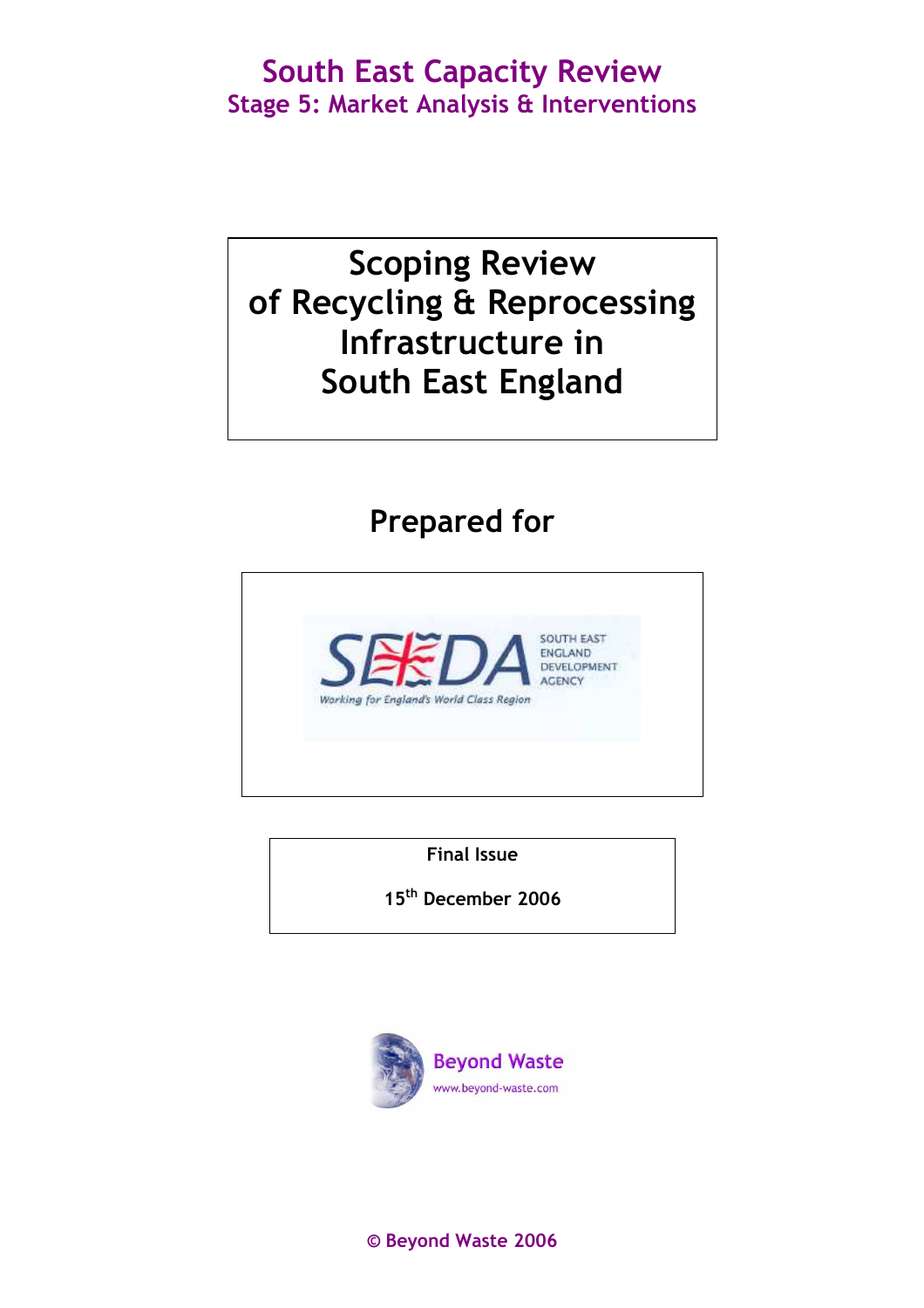# South East Capacity Review

## Stage 5: Market Analysis & Interventions

# Scoping Review of Recycling & Reprocessing Infrastructure in South East England

## Prepared for

SEEDA SOUTH EAST ENGLAND DEVELOPMENT AGENCY

*Working for England's World Class Region*

**Final Issue**

**15th December 2006**

Beyond Waste
www.beyond-waste.com

**© Beyond Waste 2006**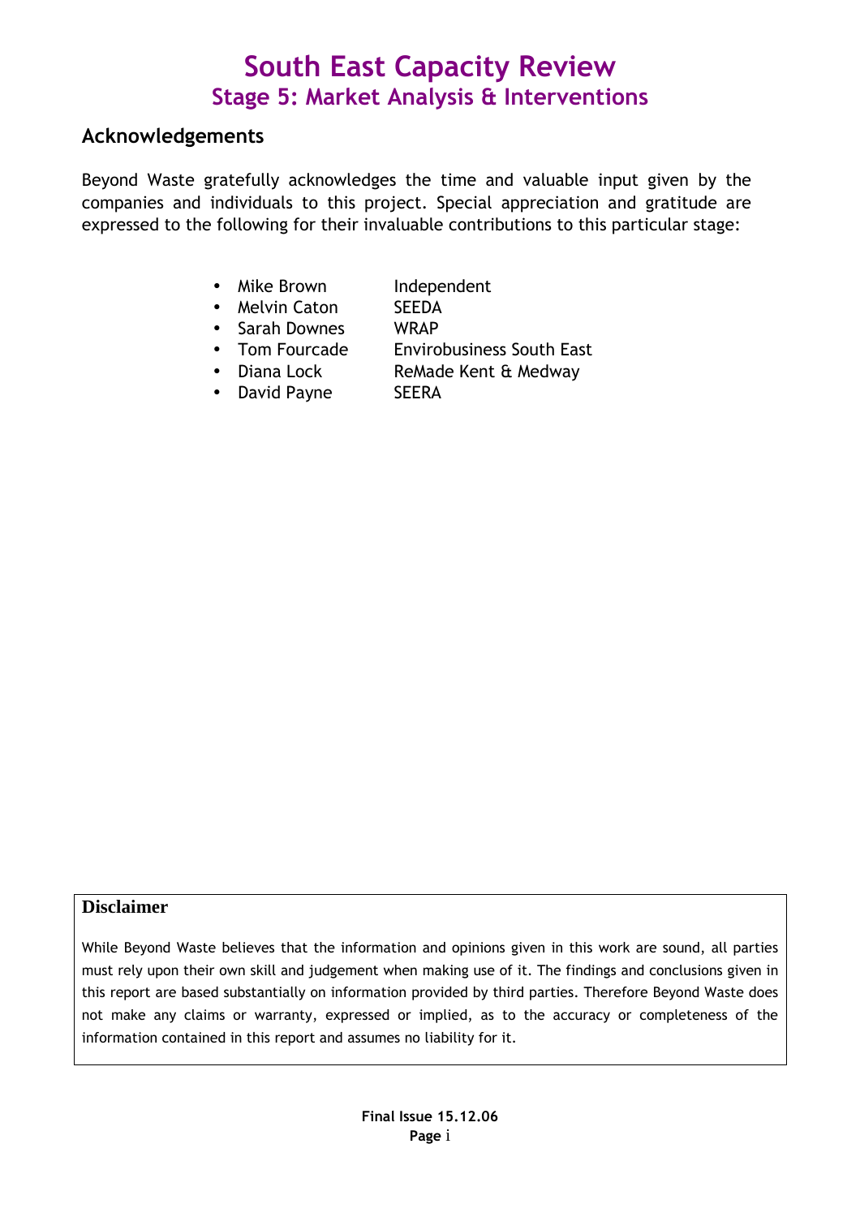# South East Capacity Review
## Stage 5: Market Analysis & Interventions

## Acknowledgements

Beyond Waste gratefully acknowledges the time and valuable input given by the companies and individuals to this project. Special appreciation and gratitude are expressed to the following for their invaluable contributions to this particular stage:

- Mike Brown — Independent
- Melvin Caton — SEEDA
- Sarah Downes — WRAP
- Tom Fourcade — Envirobusiness South East
- Diana Lock — ReMade Kent & Medway
- David Payne — SEERA

**Disclaimer**

While Beyond Waste believes that the information and opinions given in this work are sound, all parties must rely upon their own skill and judgement when making use of it. The findings and conclusions given in this report are based substantially on information provided by third parties. Therefore Beyond Waste does not make any claims or warranty, expressed or implied, as to the accuracy or completeness of the information contained in this report and assumes no liability for it.

**Final Issue 15.12.06**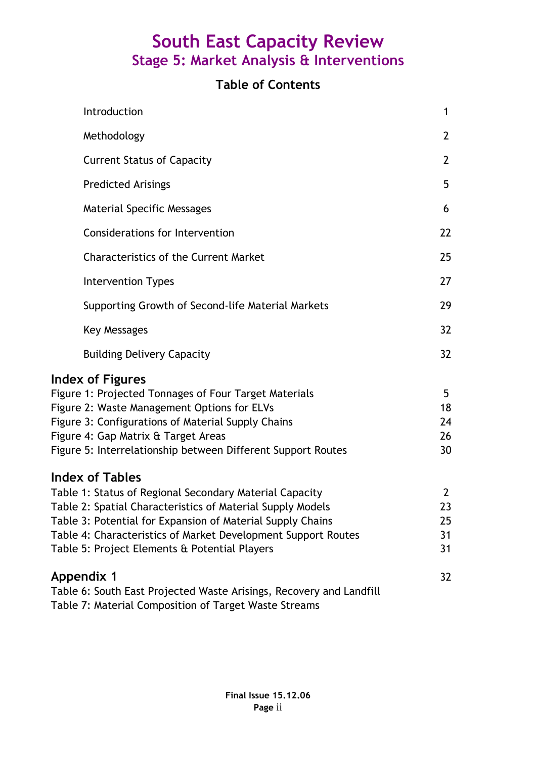# South East Capacity Review
## Stage 5: Market Analysis & Interventions

### Table of Contents

| | |
|---|---|
| Introduction | 1 |
| Methodology | 2 |
| Current Status of Capacity | 2 |
| Predicted Arisings | 5 |
| Material Specific Messages | 6 |
| Considerations for Intervention | 22 |
| Characteristics of the Current Market | 25 |
| Intervention Types | 27 |
| Supporting Growth of Second-life Material Markets | 29 |
| Key Messages | 32 |
| Building Delivery Capacity | 32 |

### Index of Figures

| | |
|---|---|
| Figure 1: Projected Tonnages of Four Target Materials | 5 |
| Figure 2: Waste Management Options for ELVs | 18 |
| Figure 3: Configurations of Material Supply Chains | 24 |
| Figure 4: Gap Matrix & Target Areas | 26 |
| Figure 5: Interrelationship between Different Support Routes | 30 |

### Index of Tables

| | |
|---|---|
| Table 1: Status of Regional Secondary Material Capacity | 2 |
| Table 2: Spatial Characteristics of Material Supply Models | 23 |
| Table 3: Potential for Expansion of Material Supply Chains | 25 |
| Table 4: Characteristics of Market Development Support Routes | 31 |
| Table 5: Project Elements & Potential Players | 31 |

### Appendix 1 — 32

Table 6: South East Projected Waste Arisings, Recovery and Landfill
Table 7: Material Composition of Target Waste Streams

Final Issue 15.12.06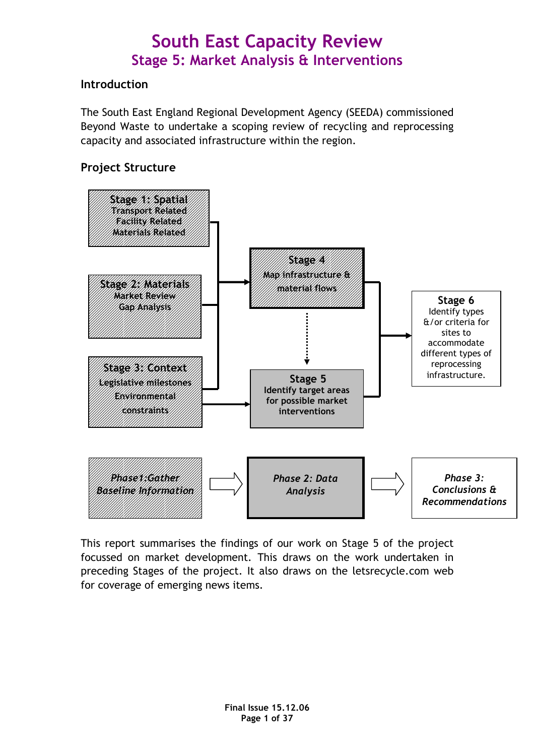# South East Capacity Review
## Stage 5: Market Analysis & Interventions

### Introduction

The South East England Regional Development Agency (SEEDA) commissioned Beyond Waste to undertake a scoping review of recycling and reprocessing capacity and associated infrastructure within the region.

### Project Structure

**Stage 1: Spatial**
Transport Related
Facility Related
Materials Related

**Stage 2: Materials**
Market Review
Gap Analysis

**Stage 3: Context**
Legislative milestones
Environmental constraints

**Stage 4**
Map infrastructure & material flows

**Stage 5**
Identify target areas for possible market interventions

**Stage 6**
Identify types &/or criteria for sites to accommodate different types of reprocessing infrastructure.

*Phase1:Gather Baseline Information* → *Phase 2: Data Analysis* → *Phase 3: Conclusions & Recommendations*

This report summarises the findings of our work on Stage 5 of the project focussed on market development. This draws on the work undertaken in preceding Stages of the project. It also draws on the letsrecycle.com web for coverage of emerging news items.

Final Issue 15.12.06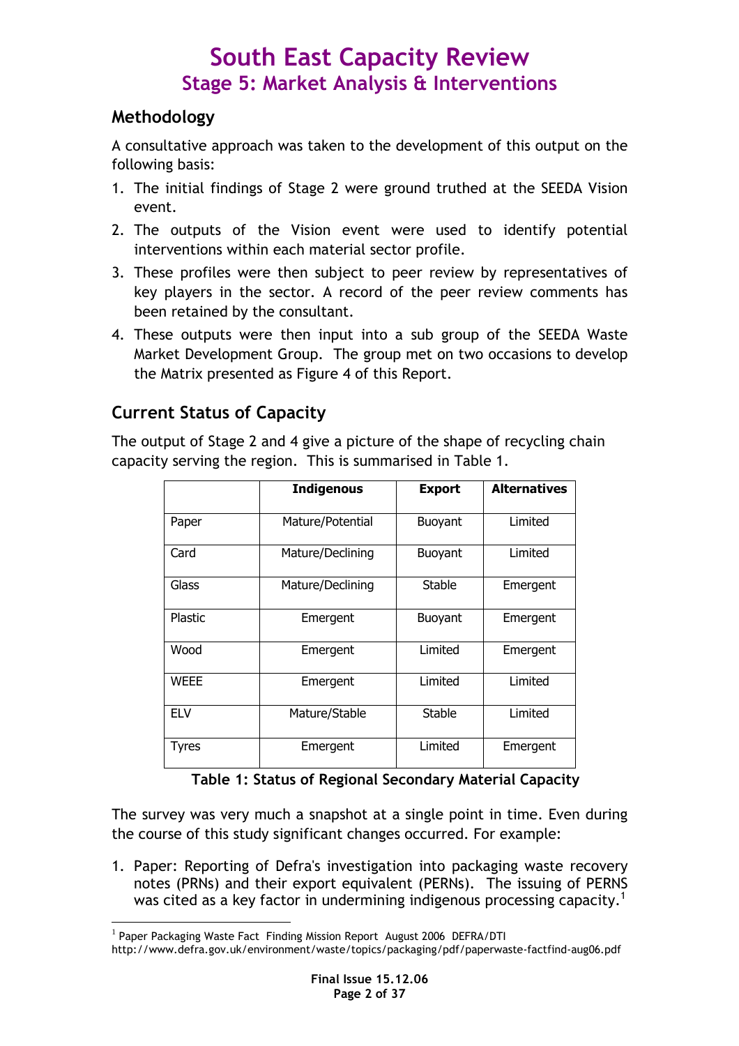# South East Capacity Review
## Stage 5: Market Analysis & Interventions

### Methodology

A consultative approach was taken to the development of this output on the following basis:

1. The initial findings of Stage 2 were ground truthed at the SEEDA Vision event.
2. The outputs of the Vision event were used to identify potential interventions within each material sector profile.
3. These profiles were then subject to peer review by representatives of key players in the sector. A record of the peer review comments has been retained by the consultant.
4. These outputs were then input into a sub group of the SEEDA Waste Market Development Group. The group met on two occasions to develop the Matrix presented as Figure 4 of this Report.

### Current Status of Capacity

The output of Stage 2 and 4 give a picture of the shape of recycling chain capacity serving the region. This is summarised in Table 1.

| | Indigenous | Export | Alternatives |
|---|---|---|---|
| Paper | Mature/Potential | Buoyant | Limited |
| Card | Mature/Declining | Buoyant | Limited |
| Glass | Mature/Declining | Stable | Emergent |
| Plastic | Emergent | Buoyant | Emergent |
| Wood | Emergent | Limited | Emergent |
| WEEE | Emergent | Limited | Limited |
| ELV | Mature/Stable | Stable | Limited |
| Tyres | Emergent | Limited | Emergent |

**Table 1: Status of Regional Secondary Material Capacity**

The survey was very much a snapshot at a single point in time. Even during the course of this study significant changes occurred. For example:

1. Paper: Reporting of Defra's investigation into packaging waste recovery notes (PRNs) and their export equivalent (PERNs). The issuing of PERNS was cited as a key factor in undermining indigenous processing capacity.[1]

[1] Paper Packaging Waste Fact Finding Mission Report August 2006 DEFRA/DTI http://www.defra.gov.uk/environment/waste/topics/packaging/pdf/paperwaste-factfind-aug06.pdf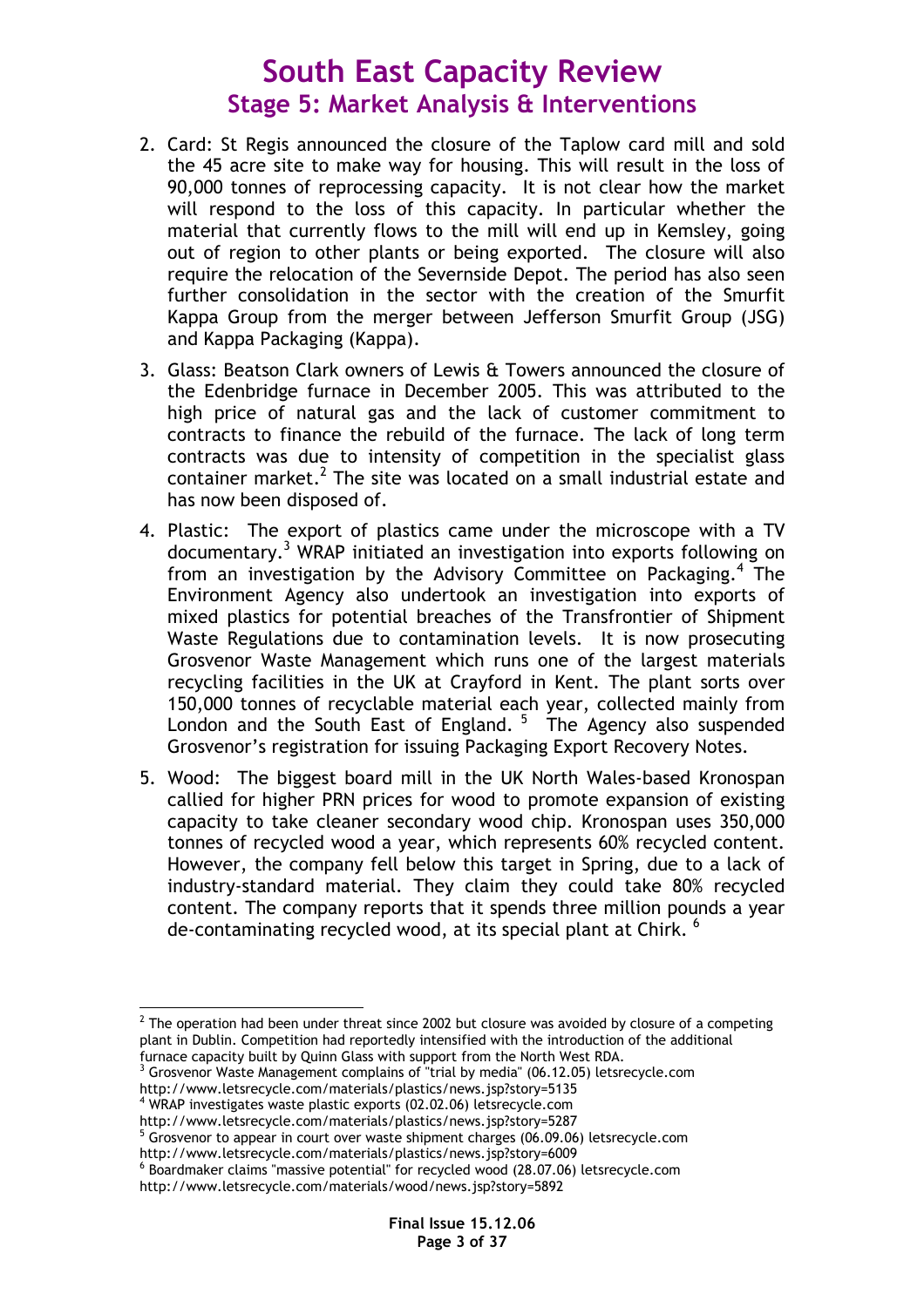2. Card: St Regis announced the closure of the Taplow card mill and sold the 45 acre site to make way for housing. This will result in the loss of 90,000 tonnes of reprocessing capacity. It is not clear how the market will respond to the loss of this capacity. In particular whether the material that currently flows to the mill will end up in Kemsley, going out of region to other plants or being exported. The closure will also require the relocation of the Severnside Depot. The period has also seen further consolidation in the sector with the creation of the Smurfit Kappa Group from the merger between Jefferson Smurfit Group (JSG) and Kappa Packaging (Kappa).

3. Glass: Beatson Clark owners of Lewis & Towers announced the closure of the Edenbridge furnace in December 2005. This was attributed to the high price of natural gas and the lack of customer commitment to contracts to finance the rebuild of the furnace. The lack of long term contracts was due to intensity of competition in the specialist glass container market.[2] The site was located on a small industrial estate and has now been disposed of.

4. Plastic: The export of plastics came under the microscope with a TV documentary.[3] WRAP initiated an investigation into exports following on from an investigation by the Advisory Committee on Packaging.[4] The Environment Agency also undertook an investigation into exports of mixed plastics for potential breaches of the Transfrontier of Shipment Waste Regulations due to contamination levels. It is now prosecuting Grosvenor Waste Management which runs one of the largest materials recycling facilities in the UK at Crayford in Kent. The plant sorts over 150,000 tonnes of recyclable material each year, collected mainly from London and the South East of England.[5] The Agency also suspended Grosvenor's registration for issuing Packaging Export Recovery Notes.

5. Wood: The biggest board mill in the UK North Wales-based Kronospan callied for higher PRN prices for wood to promote expansion of existing capacity to take cleaner secondary wood chip. Kronospan uses 350,000 tonnes of recycled wood a year, which represents 60% recycled content. However, the company fell below this target in Spring, due to a lack of industry-standard material. They claim they could take 80% recycled content. The company reports that it spends three million pounds a year de-contaminating recycled wood, at its special plant at Chirk.[6]

---

[2] The operation had been under threat since 2002 but closure was avoided by closure of a competing plant in Dublin. Competition had reportedly intensified with the introduction of the additional furnace capacity built by Quinn Glass with support from the North West RDA.

[3] Grosvenor Waste Management complains of "trial by media" (06.12.05) letsrecycle.com http://www.letsrecycle.com/materials/plastics/news.jsp?story=5135

[4] WRAP investigates waste plastic exports (02.02.06) letsrecycle.com http://www.letsrecycle.com/materials/plastics/news.jsp?story=5287

[5] Grosvenor to appear in court over waste shipment charges (06.09.06) letsrecycle.com http://www.letsrecycle.com/materials/plastics/news.jsp?story=6009

[6] Boardmaker claims "massive potential" for recycled wood (28.07.06) letsrecycle.com http://www.letsrecycle.com/materials/wood/news.jsp?story=5892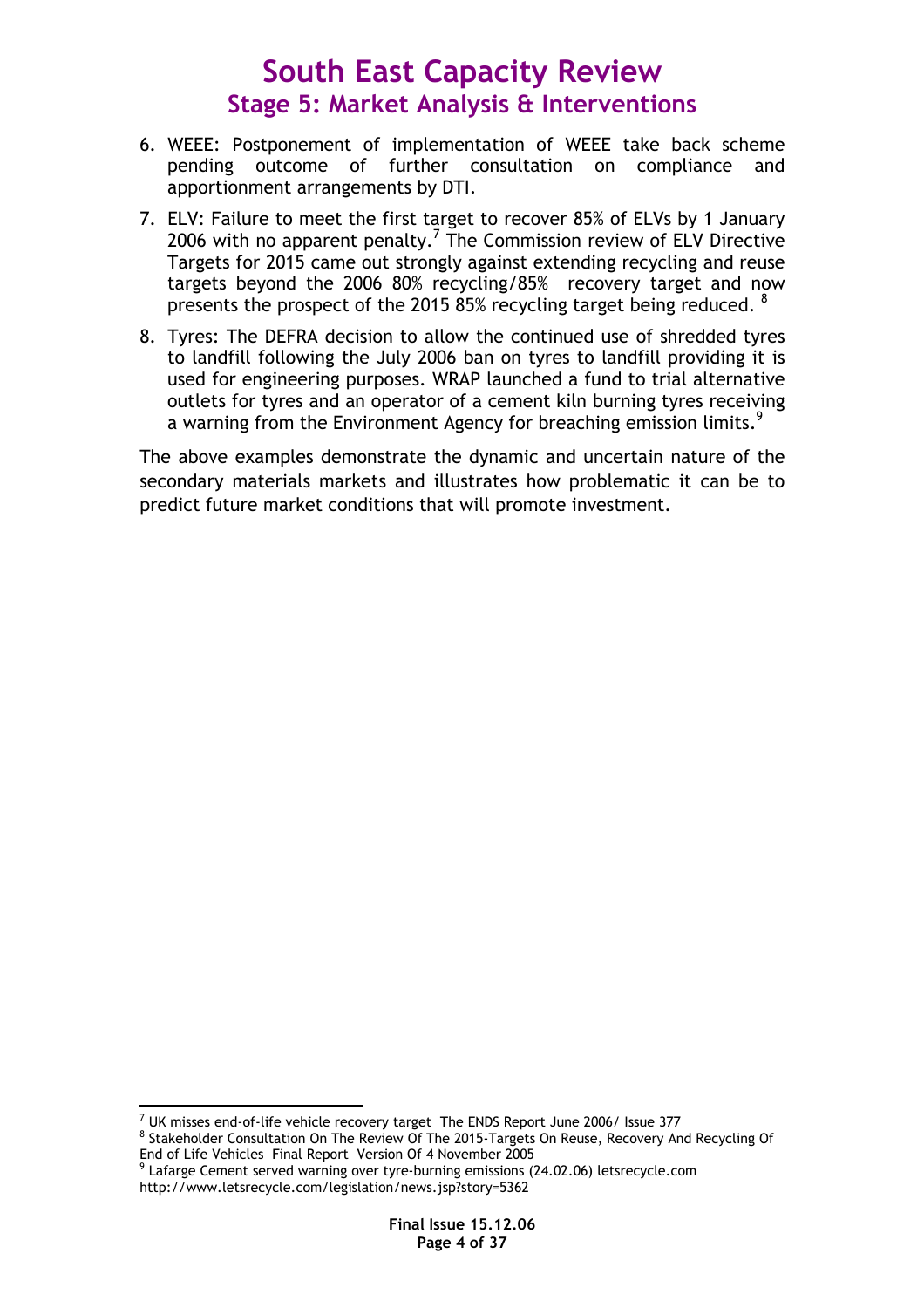6. WEEE: Postponement of implementation of WEEE take back scheme pending outcome of further consultation on compliance and apportionment arrangements by DTI.
7. ELV: Failure to meet the first target to recover 85% of ELVs by 1 January 2006 with no apparent penalty.[7] The Commission review of ELV Directive Targets for 2015 came out strongly against extending recycling and reuse targets beyond the 2006 80% recycling/85% recovery target and now presents the prospect of the 2015 85% recycling target being reduced. [8]
8. Tyres: The DEFRA decision to allow the continued use of shredded tyres to landfill following the July 2006 ban on tyres to landfill providing it is used for engineering purposes. WRAP launched a fund to trial alternative outlets for tyres and an operator of a cement kiln burning tyres receiving a warning from the Environment Agency for breaching emission limits.[9]

The above examples demonstrate the dynamic and uncertain nature of the secondary materials markets and illustrates how problematic it can be to predict future market conditions that will promote investment.

---

[7] UK misses end-of-life vehicle recovery target The ENDS Report June 2006/ Issue 377

[8] Stakeholder Consultation On The Review Of The 2015-Targets On Reuse, Recovery And Recycling Of End of Life Vehicles Final Report Version Of 4 November 2005

[9] Lafarge Cement served warning over tyre-burning emissions (24.02.06) letsrecycle.com http://www.letsrecycle.com/legislation/news.jsp?story=5362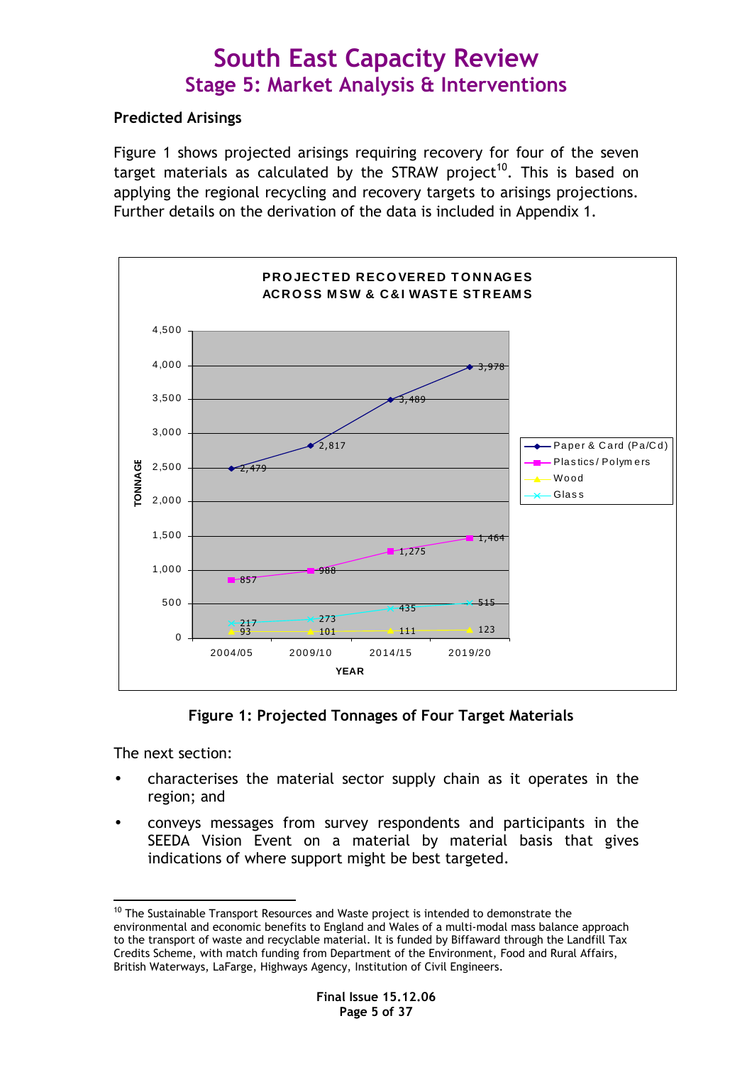# South East Capacity Review
## Stage 5: Market Analysis & Interventions

**Predicted Arisings**

Figure 1 shows projected arisings requiring recovery for four of the seven target materials as calculated by the STRAW project[10]. This is based on applying the regional recycling and recovery targets to arisings projections. Further details on the derivation of the data is included in Appendix 1.

**PROJECTED RECOVERED TONNAGES ACROSS MSW & C&I WASTE STREAMS**

| YEAR | Paper & Card (Pa/Cd) | Plastics/Polymers | Wood | Glass |
|---|---|---|---|---|
| 2004/05 | 2,479 | 857 | 93 | 217 |
| 2009/10 | 2,817 | 988 | 101 | 273 |
| 2014/15 | 3,489 | 1,275 | 111 | 435 |
| 2019/20 | 3,978 | 1,464 | 123 | 515 |

**Figure 1: Projected Tonnages of Four Target Materials**

The next section:

- characterises the material sector supply chain as it operates in the region; and
- conveys messages from survey respondents and participants in the SEEDA Vision Event on a material by material basis that gives indications of where support might be best targeted.

[10] The Sustainable Transport Resources and Waste project is intended to demonstrate the environmental and economic benefits to England and Wales of a multi-modal mass balance approach to the transport of waste and recyclable material. It is funded by Biffaward through the Landfill Tax Credits Scheme, with match funding from Department of the Environment, Food and Rural Affairs, British Waterways, LaFarge, Highways Agency, Institution of Civil Engineers.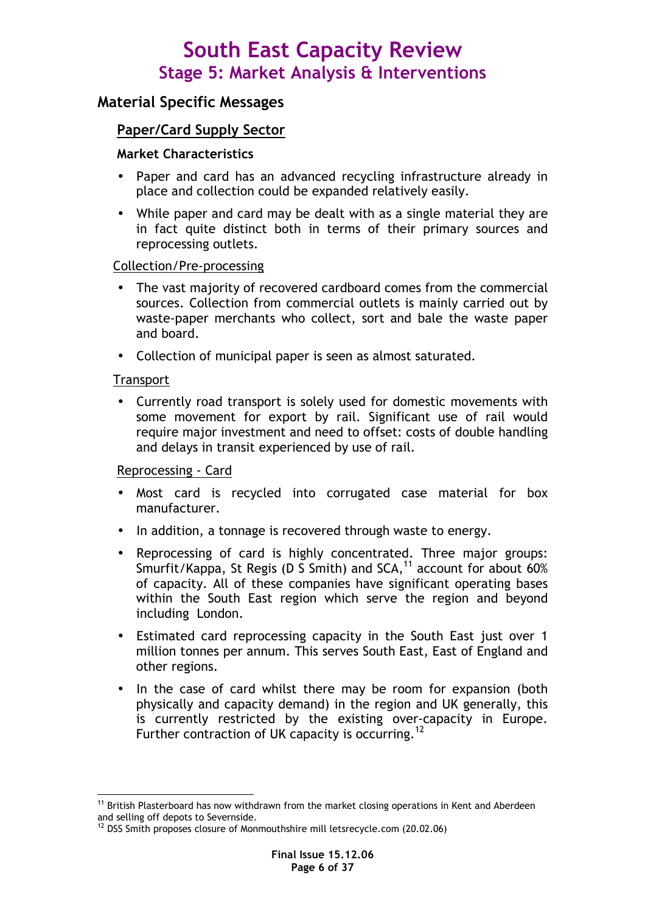# South East Capacity Review
## Stage 5: Market Analysis & Interventions

## Material Specific Messages

### Paper/Card Supply Sector

#### Market Characteristics

- Paper and card has an advanced recycling infrastructure already in place and collection could be expanded relatively easily.
- While paper and card may be dealt with as a single material they are in fact quite distinct both in terms of their primary sources and reprocessing outlets.

Collection/Pre-processing

- The vast majority of recovered cardboard comes from the commercial sources. Collection from commercial outlets is mainly carried out by waste-paper merchants who collect, sort and bale the waste paper and board.
- Collection of municipal paper is seen as almost saturated.

Transport

- Currently road transport is solely used for domestic movements with some movement for export by rail. Significant use of rail would require major investment and need to offset: costs of double handling and delays in transit experienced by use of rail.

Reprocessing - Card

- Most card is recycled into corrugated case material for box manufacturer.
- In addition, a tonnage is recovered through waste to energy.
- Reprocessing of card is highly concentrated. Three major groups: Smurfit/Kappa, St Regis (D S Smith) and SCA,[11] account for about 60% of capacity. All of these companies have significant operating bases within the South East region which serve the region and beyond including London.
- Estimated card reprocessing capacity in the South East just over 1 million tonnes per annum. This serves South East, East of England and other regions.
- In the case of card whilst there may be room for expansion (both physically and capacity demand) in the region and UK generally, this is currently restricted by the existing over-capacity in Europe. Further contraction of UK capacity is occurring.[12]

---

[11] British Plasterboard has now withdrawn from the market closing operations in Kent and Aberdeen and selling off depots to Severnside.

[12] DSS Smith proposes closure of Monmouthshire mill letsrecycle.com (20.02.06)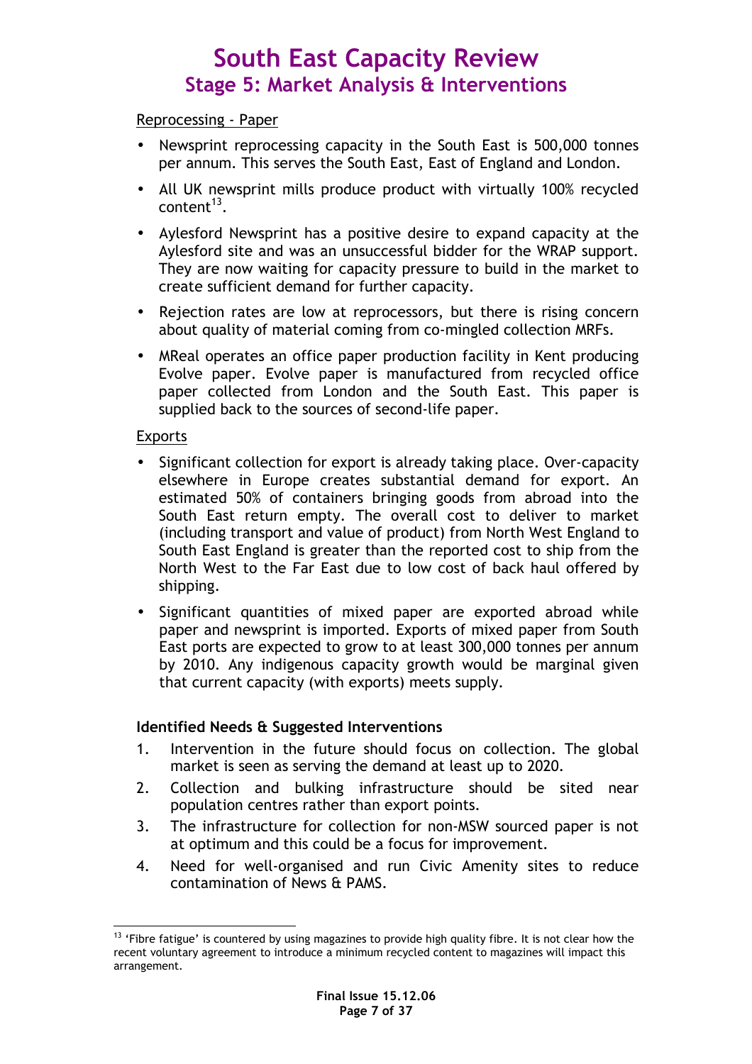Reprocessing - Paper

- Newsprint reprocessing capacity in the South East is 500,000 tonnes per annum. This serves the South East, East of England and London.
- All UK newsprint mills produce product with virtually 100% recycled content[13].
- Aylesford Newsprint has a positive desire to expand capacity at the Aylesford site and was an unsuccessful bidder for the WRAP support. They are now waiting for capacity pressure to build in the market to create sufficient demand for further capacity.
- Rejection rates are low at reprocessors, but there is rising concern about quality of material coming from co-mingled collection MRFs.
- MReal operates an office paper production facility in Kent producing Evolve paper. Evolve paper is manufactured from recycled office paper collected from London and the South East. This paper is supplied back to the sources of second-life paper.

Exports

- Significant collection for export is already taking place. Over-capacity elsewhere in Europe creates substantial demand for export. An estimated 50% of containers bringing goods from abroad into the South East return empty. The overall cost to deliver to market (including transport and value of product) from North West England to South East England is greater than the reported cost to ship from the North West to the Far East due to low cost of back haul offered by shipping.
- Significant quantities of mixed paper are exported abroad while paper and newsprint is imported. Exports of mixed paper from South East ports are expected to grow to at least 300,000 tonnes per annum by 2010. Any indigenous capacity growth would be marginal given that current capacity (with exports) meets supply.

**Identified Needs & Suggested Interventions**

1. Intervention in the future should focus on collection. The global market is seen as serving the demand at least up to 2020.
2. Collection and bulking infrastructure should be sited near population centres rather than export points.
3. The infrastructure for collection for non-MSW sourced paper is not at optimum and this could be a focus for improvement.
4. Need for well-organised and run Civic Amenity sites to reduce contamination of News & PAMS.

[13] 'Fibre fatigue' is countered by using magazines to provide high quality fibre. It is not clear how the recent voluntary agreement to introduce a minimum recycled content to magazines will impact this arrangement.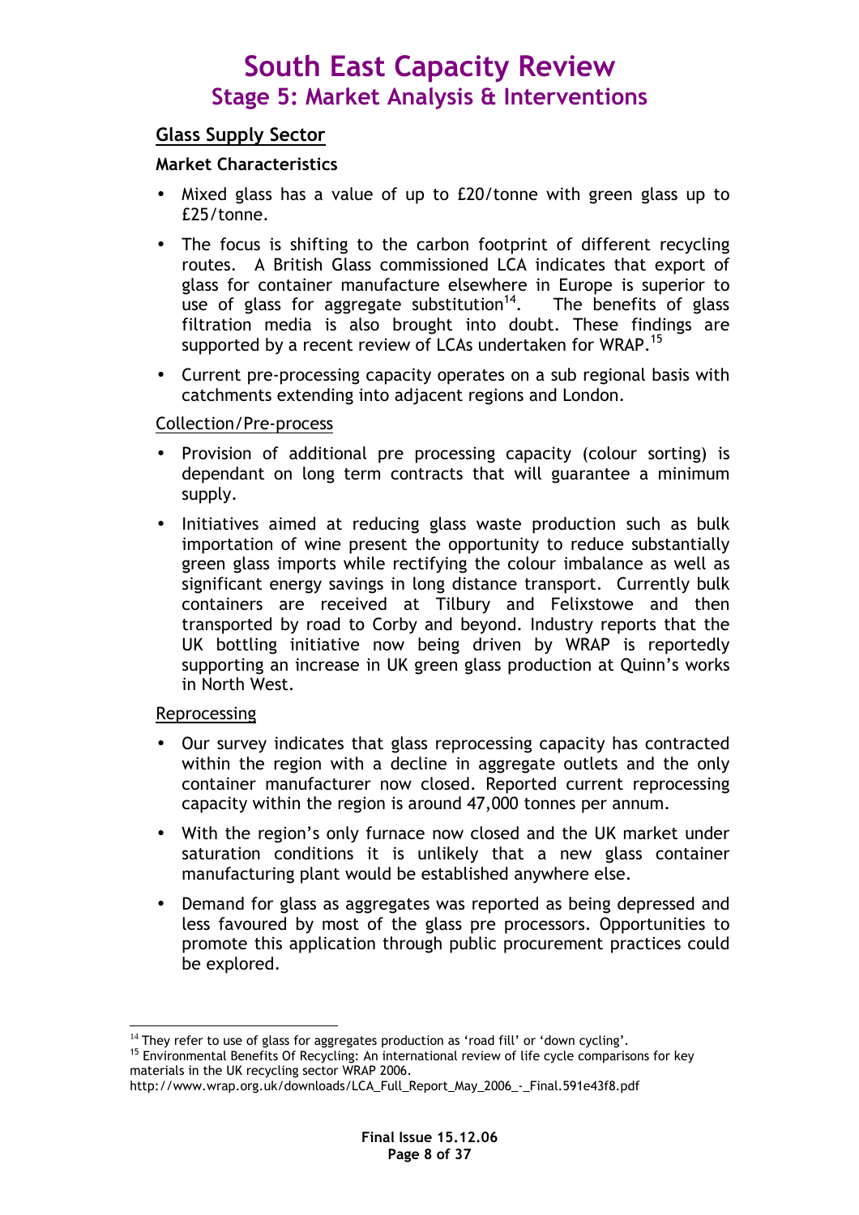## Glass Supply Sector

### Market Characteristics

- Mixed glass has a value of up to £20/tonne with green glass up to £25/tonne.
- The focus is shifting to the carbon footprint of different recycling routes. A British Glass commissioned LCA indicates that export of glass for container manufacture elsewhere in Europe is superior to use of glass for aggregate substitution[14]. The benefits of glass filtration media is also brought into doubt. These findings are supported by a recent review of LCAs undertaken for WRAP.[15]
- Current pre-processing capacity operates on a sub regional basis with catchments extending into adjacent regions and London.

Collection/Pre-process

- Provision of additional pre processing capacity (colour sorting) is dependant on long term contracts that will guarantee a minimum supply.
- Initiatives aimed at reducing glass waste production such as bulk importation of wine present the opportunity to reduce substantially green glass imports while rectifying the colour imbalance as well as significant energy savings in long distance transport. Currently bulk containers are received at Tilbury and Felixstowe and then transported by road to Corby and beyond. Industry reports that the UK bottling initiative now being driven by WRAP is reportedly supporting an increase in UK green glass production at Quinn's works in North West.

Reprocessing

- Our survey indicates that glass reprocessing capacity has contracted within the region with a decline in aggregate outlets and the only container manufacturer now closed. Reported current reprocessing capacity within the region is around 47,000 tonnes per annum.
- With the region's only furnace now closed and the UK market under saturation conditions it is unlikely that a new glass container manufacturing plant would be established anywhere else.
- Demand for glass as aggregates was reported as being depressed and less favoured by most of the glass pre processors. Opportunities to promote this application through public procurement practices could be explored.

---

[14] They refer to use of glass for aggregates production as 'road fill' or 'down cycling'.

[15] Environmental Benefits Of Recycling: An international review of life cycle comparisons for key materials in the UK recycling sector WRAP 2006.
http://www.wrap.org.uk/downloads/LCA_Full_Report_May_2006_-_Final.591e43f8.pdf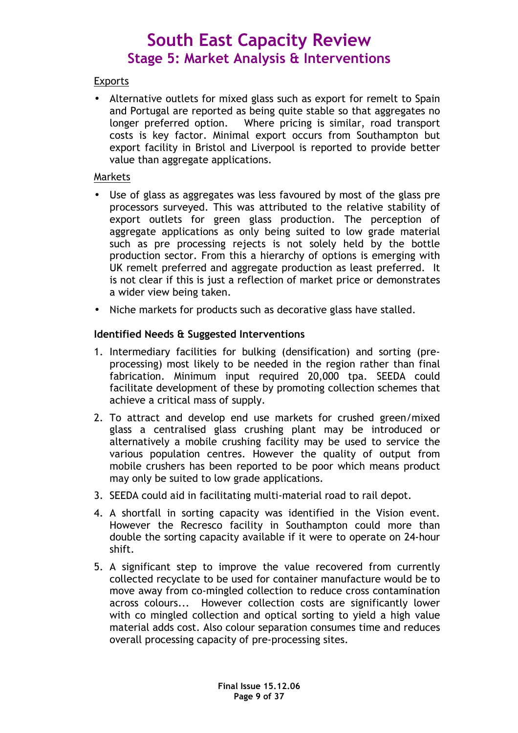### Exports

- Alternative outlets for mixed glass such as export for remelt to Spain and Portugal are reported as being quite stable so that aggregates no longer preferred option. Where pricing is similar, road transport costs is key factor. Minimal export occurs from Southampton but export facility in Bristol and Liverpool is reported to provide better value than aggregate applications.

### Markets

- Use of glass as aggregates was less favoured by most of the glass pre processors surveyed. This was attributed to the relative stability of export outlets for green glass production. The perception of aggregate applications as only being suited to low grade material such as pre processing rejects is not solely held by the bottle production sector. From this a hierarchy of options is emerging with UK remelt preferred and aggregate production as least preferred. It is not clear if this is just a reflection of market price or demonstrates a wider view being taken.
- Niche markets for products such as decorative glass have stalled.

### Identified Needs & Suggested Interventions

1. Intermediary facilities for bulking (densification) and sorting (pre-processing) most likely to be needed in the region rather than final fabrication. Minimum input required 20,000 tpa. SEEDA could facilitate development of these by promoting collection schemes that achieve a critical mass of supply.
2. To attract and develop end use markets for crushed green/mixed glass a centralised glass crushing plant may be introduced or alternatively a mobile crushing facility may be used to service the various population centres. However the quality of output from mobile crushers has been reported to be poor which means product may only be suited to low grade applications.
3. SEEDA could aid in facilitating multi-material road to rail depot.
4. A shortfall in sorting capacity was identified in the Vision event. However the Recresco facility in Southampton could more than double the sorting capacity available if it were to operate on 24-hour shift.
5. A significant step to improve the value recovered from currently collected recyclate to be used for container manufacture would be to move away from co-mingled collection to reduce cross contamination across colours... However collection costs are significantly lower with co mingled collection and optical sorting to yield a high value material adds cost. Also colour separation consumes time and reduces overall processing capacity of pre-processing sites.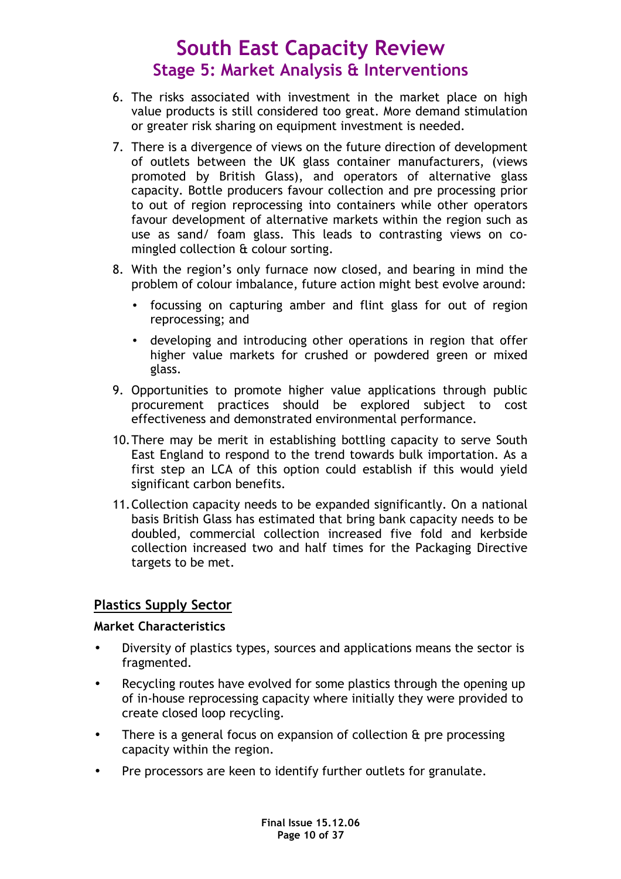6. The risks associated with investment in the market place on high value products is still considered too great. More demand stimulation or greater risk sharing on equipment investment is needed.

7. There is a divergence of views on the future direction of development of outlets between the UK glass container manufacturers, (views promoted by British Glass), and operators of alternative glass capacity. Bottle producers favour collection and pre processing prior to out of region reprocessing into containers while other operators favour development of alternative markets within the region such as use as sand/ foam glass. This leads to contrasting views on co-mingled collection & colour sorting.

8. With the region's only furnace now closed, and bearing in mind the problem of colour imbalance, future action might best evolve around:

    - focussing on capturing amber and flint glass for out of region reprocessing; and
    - developing and introducing other operations in region that offer higher value markets for crushed or powdered green or mixed glass.

9. Opportunities to promote higher value applications through public procurement practices should be explored subject to cost effectiveness and demonstrated environmental performance.

10. There may be merit in establishing bottling capacity to serve South East England to respond to the trend towards bulk importation. As a first step an LCA of this option could establish if this would yield significant carbon benefits.

11. Collection capacity needs to be expanded significantly. On a national basis British Glass has estimated that bring bank capacity needs to be doubled, commercial collection increased five fold and kerbside collection increased two and half times for the Packaging Directive targets to be met.

## Plastics Supply Sector

### Market Characteristics

- Diversity of plastics types, sources and applications means the sector is fragmented.
- Recycling routes have evolved for some plastics through the opening up of in-house reprocessing capacity where initially they were provided to create closed loop recycling.
- There is a general focus on expansion of collection & pre processing capacity within the region.
- Pre processors are keen to identify further outlets for granulate.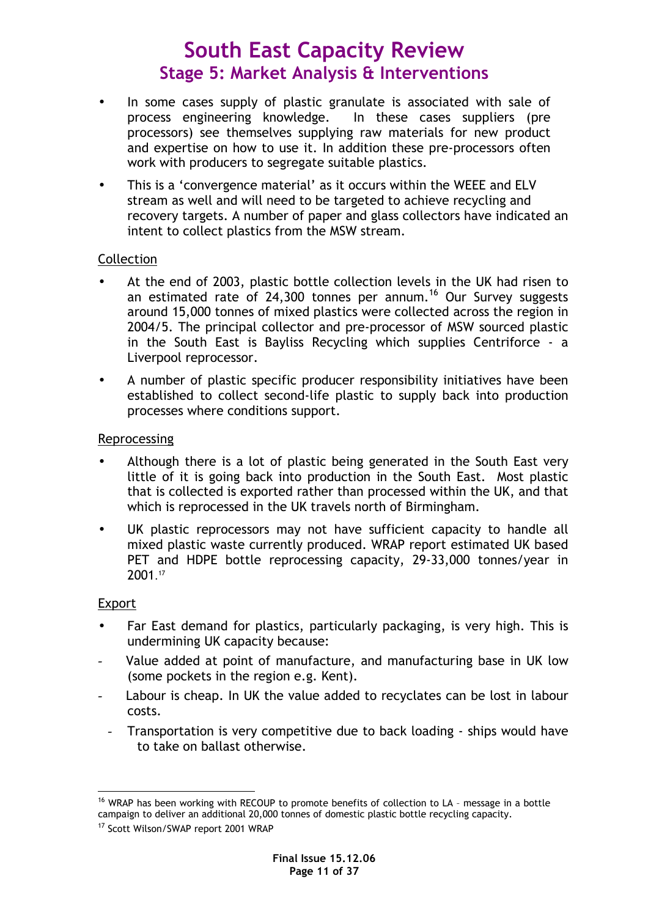- In some cases supply of plastic granulate is associated with sale of process engineering knowledge. In these cases suppliers (pre processors) see themselves supplying raw materials for new product and expertise on how to use it. In addition these pre-processors often work with producers to segregate suitable plastics.
- This is a 'convergence material' as it occurs within the WEEE and ELV stream as well and will need to be targeted to achieve recycling and recovery targets. A number of paper and glass collectors have indicated an intent to collect plastics from the MSW stream.

<u>Collection</u>

- At the end of 2003, plastic bottle collection levels in the UK had risen to an estimated rate of 24,300 tonnes per annum.[16] Our Survey suggests around 15,000 tonnes of mixed plastics were collected across the region in 2004/5. The principal collector and pre-processor of MSW sourced plastic in the South East is Bayliss Recycling which supplies Centriforce - a Liverpool reprocessor.
- A number of plastic specific producer responsibility initiatives have been established to collect second-life plastic to supply back into production processes where conditions support.

<u>Reprocessing</u>

- Although there is a lot of plastic being generated in the South East very little of it is going back into production in the South East. Most plastic that is collected is exported rather than processed within the UK, and that which is reprocessed in the UK travels north of Birmingham.
- UK plastic reprocessors may not have sufficient capacity to handle all mixed plastic waste currently produced. WRAP report estimated UK based PET and HDPE bottle reprocessing capacity, 29-33,000 tonnes/year in 2001.[17]

<u>Export</u>

- Far East demand for plastics, particularly packaging, is very high. This is undermining UK capacity because:
  - Value added at point of manufacture, and manufacturing base in UK low (some pockets in the region e.g. Kent).
  - Labour is cheap. In UK the value added to recyclates can be lost in labour costs.
  - Transportation is very competitive due to back loading - ships would have to take on ballast otherwise.

---

[16] WRAP has been working with RECOUP to promote benefits of collection to LA – message in a bottle campaign to deliver an additional 20,000 tonnes of domestic plastic bottle recycling capacity.

[17] Scott Wilson/SWAP report 2001 WRAP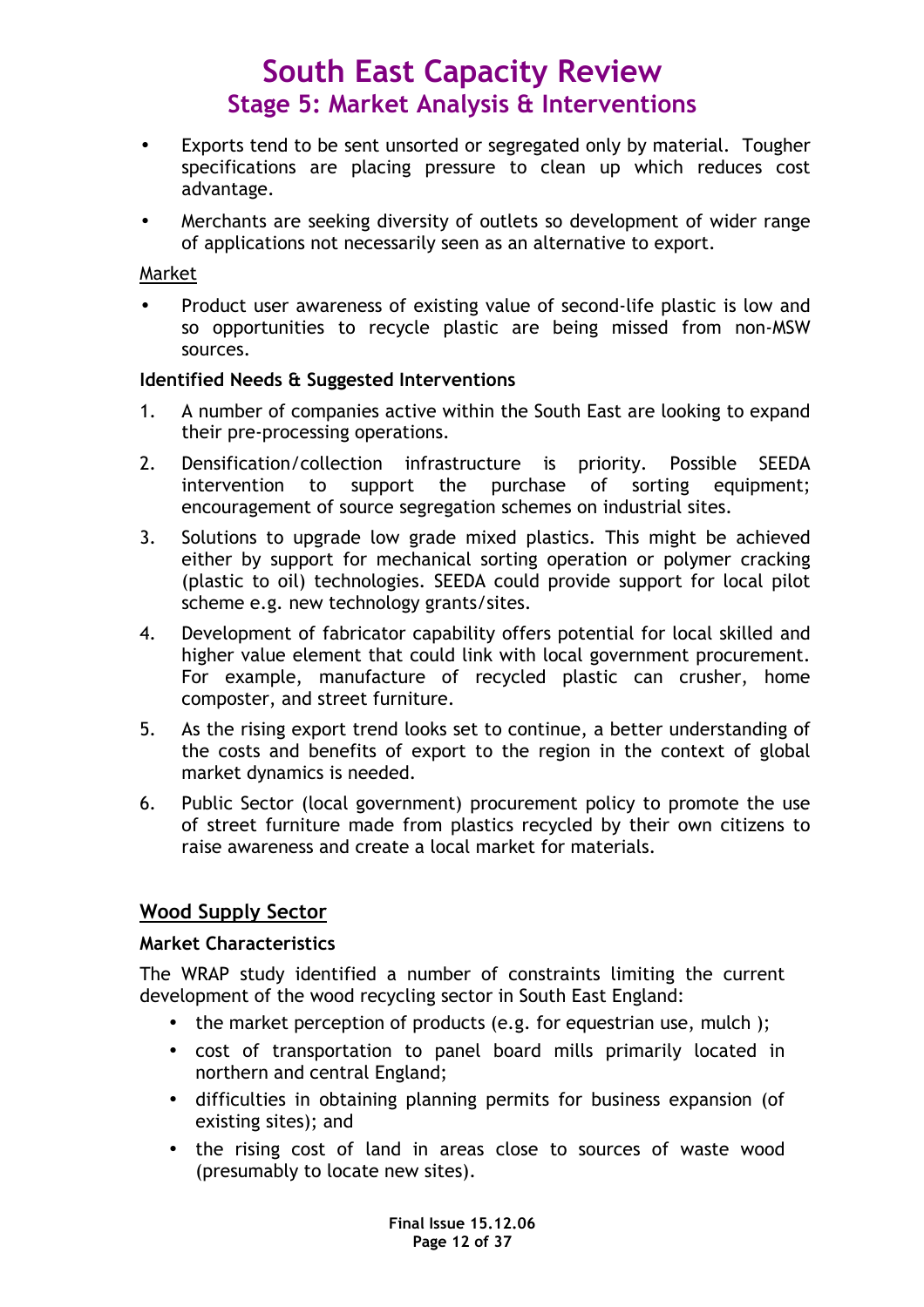- Exports tend to be sent unsorted or segregated only by material. Tougher specifications are placing pressure to clean up which reduces cost advantage.
- Merchants are seeking diversity of outlets so development of wider range of applications not necessarily seen as an alternative to export.

Market

- Product user awareness of existing value of second-life plastic is low and so opportunities to recycle plastic are being missed from non-MSW sources.

**Identified Needs & Suggested Interventions**

1. A number of companies active within the South East are looking to expand their pre-processing operations.
2. Densification/collection infrastructure is priority. Possible SEEDA intervention to support the purchase of sorting equipment; encouragement of source segregation schemes on industrial sites.
3. Solutions to upgrade low grade mixed plastics. This might be achieved either by support for mechanical sorting operation or polymer cracking (plastic to oil) technologies. SEEDA could provide support for local pilot scheme e.g. new technology grants/sites.
4. Development of fabricator capability offers potential for local skilled and higher value element that could link with local government procurement. For example, manufacture of recycled plastic can crusher, home composter, and street furniture.
5. As the rising export trend looks set to continue, a better understanding of the costs and benefits of export to the region in the context of global market dynamics is needed.
6. Public Sector (local government) procurement policy to promote the use of street furniture made from plastics recycled by their own citizens to raise awareness and create a local market for materials.

## Wood Supply Sector

**Market Characteristics**

The WRAP study identified a number of constraints limiting the current development of the wood recycling sector in South East England:

- the market perception of products (e.g. for equestrian use, mulch );
- cost of transportation to panel board mills primarily located in northern and central England;
- difficulties in obtaining planning permits for business expansion (of existing sites); and
- the rising cost of land in areas close to sources of waste wood (presumably to locate new sites).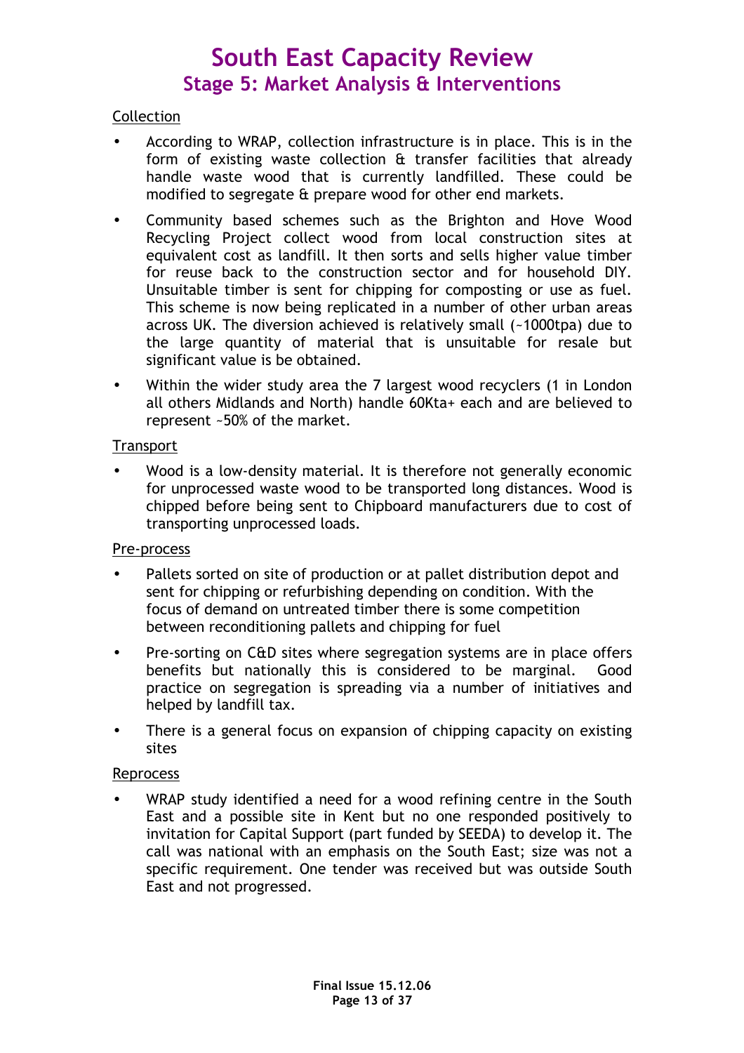Collection

- According to WRAP, collection infrastructure is in place. This is in the form of existing waste collection & transfer facilities that already handle waste wood that is currently landfilled. These could be modified to segregate & prepare wood for other end markets.
- Community based schemes such as the Brighton and Hove Wood Recycling Project collect wood from local construction sites at equivalent cost as landfill. It then sorts and sells higher value timber for reuse back to the construction sector and for household DIY. Unsuitable timber is sent for chipping for composting or use as fuel. This scheme is now being replicated in a number of other urban areas across UK. The diversion achieved is relatively small (~1000tpa) due to the large quantity of material that is unsuitable for resale but significant value is be obtained.
- Within the wider study area the 7 largest wood recyclers (1 in London all others Midlands and North) handle 60Kta+ each and are believed to represent ~50% of the market.

Transport

- Wood is a low-density material. It is therefore not generally economic for unprocessed waste wood to be transported long distances. Wood is chipped before being sent to Chipboard manufacturers due to cost of transporting unprocessed loads.

Pre-process

- Pallets sorted on site of production or at pallet distribution depot and sent for chipping or refurbishing depending on condition. With the focus of demand on untreated timber there is some competition between reconditioning pallets and chipping for fuel
- Pre-sorting on C&D sites where segregation systems are in place offers benefits but nationally this is considered to be marginal. Good practice on segregation is spreading via a number of initiatives and helped by landfill tax.
- There is a general focus on expansion of chipping capacity on existing sites

Reprocess

- WRAP study identified a need for a wood refining centre in the South East and a possible site in Kent but no one responded positively to invitation for Capital Support (part funded by SEEDA) to develop it. The call was national with an emphasis on the South East; size was not a specific requirement. One tender was received but was outside South East and not progressed.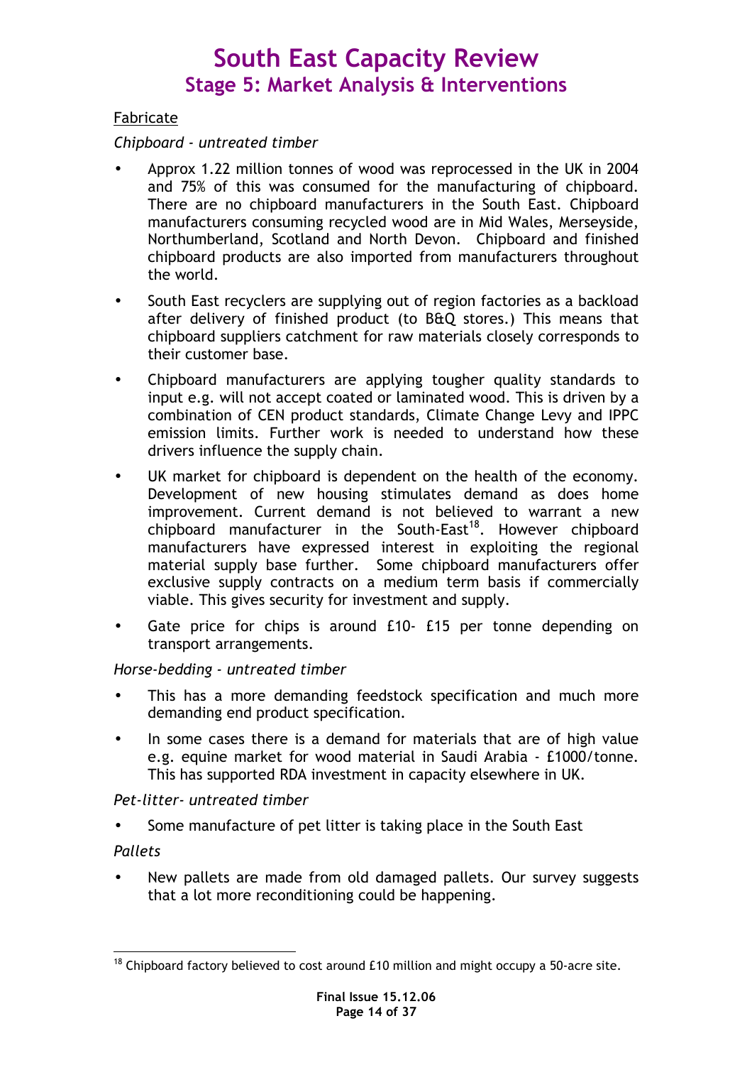Fabricate

*Chipboard - untreated timber*

- Approx 1.22 million tonnes of wood was reprocessed in the UK in 2004 and 75% of this was consumed for the manufacturing of chipboard. There are no chipboard manufacturers in the South East. Chipboard manufacturers consuming recycled wood are in Mid Wales, Merseyside, Northumberland, Scotland and North Devon. Chipboard and finished chipboard products are also imported from manufacturers throughout the world.
- South East recyclers are supplying out of region factories as a backload after delivery of finished product (to B&Q stores.) This means that chipboard suppliers catchment for raw materials closely corresponds to their customer base.
- Chipboard manufacturers are applying tougher quality standards to input e.g. will not accept coated or laminated wood. This is driven by a combination of CEN product standards, Climate Change Levy and IPPC emission limits. Further work is needed to understand how these drivers influence the supply chain.
- UK market for chipboard is dependent on the health of the economy. Development of new housing stimulates demand as does home improvement. Current demand is not believed to warrant a new chipboard manufacturer in the South-East[18]. However chipboard manufacturers have expressed interest in exploiting the regional material supply base further. Some chipboard manufacturers offer exclusive supply contracts on a medium term basis if commercially viable. This gives security for investment and supply.
- Gate price for chips is around £10- £15 per tonne depending on transport arrangements.

*Horse-bedding - untreated timber*

- This has a more demanding feedstock specification and much more demanding end product specification.
- In some cases there is a demand for materials that are of high value e.g. equine market for wood material in Saudi Arabia - £1000/tonne. This has supported RDA investment in capacity elsewhere in UK.

*Pet-litter- untreated timber*

- Some manufacture of pet litter is taking place in the South East

*Pallets*

- New pallets are made from old damaged pallets. Our survey suggests that a lot more reconditioning could be happening.

[18] Chipboard factory believed to cost around £10 million and might occupy a 50-acre site.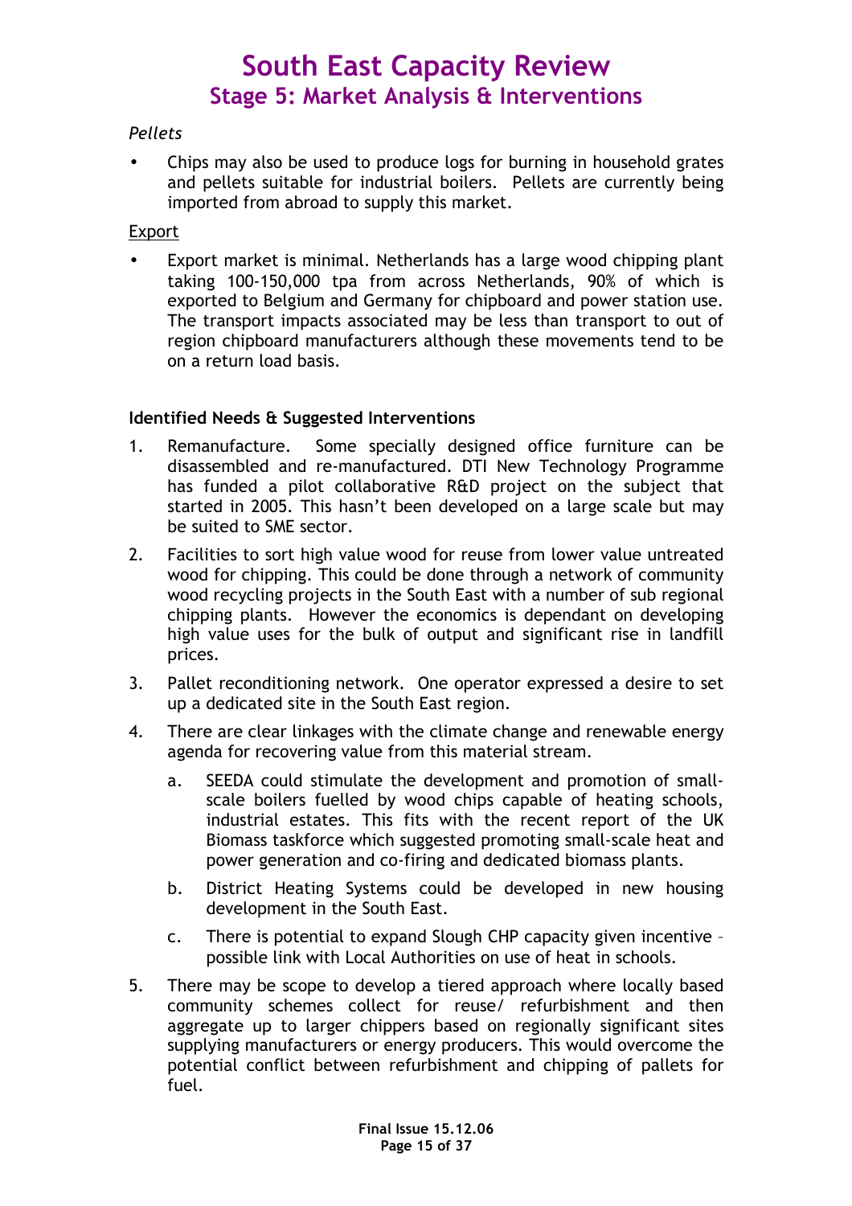*Pellets*

- Chips may also be used to produce logs for burning in household grates and pellets suitable for industrial boilers. Pellets are currently being imported from abroad to supply this market.

Export

- Export market is minimal. Netherlands has a large wood chipping plant taking 100-150,000 tpa from across Netherlands, 90% of which is exported to Belgium and Germany for chipboard and power station use. The transport impacts associated may be less than transport to out of region chipboard manufacturers although these movements tend to be on a return load basis.

**Identified Needs & Suggested Interventions**

1. Remanufacture. Some specially designed office furniture can be disassembled and re-manufactured. DTI New Technology Programme has funded a pilot collaborative R&D project on the subject that started in 2005. This hasn't been developed on a large scale but may be suited to SME sector.
2. Facilities to sort high value wood for reuse from lower value untreated wood for chipping. This could be done through a network of community wood recycling projects in the South East with a number of sub regional chipping plants. However the economics is dependant on developing high value uses for the bulk of output and significant rise in landfill prices.
3. Pallet reconditioning network. One operator expressed a desire to set up a dedicated site in the South East region.
4. There are clear linkages with the climate change and renewable energy agenda for recovering value from this material stream.
    a. SEEDA could stimulate the development and promotion of small-scale boilers fuelled by wood chips capable of heating schools, industrial estates. This fits with the recent report of the UK Biomass taskforce which suggested promoting small-scale heat and power generation and co-firing and dedicated biomass plants.
    b. District Heating Systems could be developed in new housing development in the South East.
    c. There is potential to expand Slough CHP capacity given incentive – possible link with Local Authorities on use of heat in schools.
5. There may be scope to develop a tiered approach where locally based community schemes collect for reuse/ refurbishment and then aggregate up to larger chippers based on regionally significant sites supplying manufacturers or energy producers. This would overcome the potential conflict between refurbishment and chipping of pallets for fuel.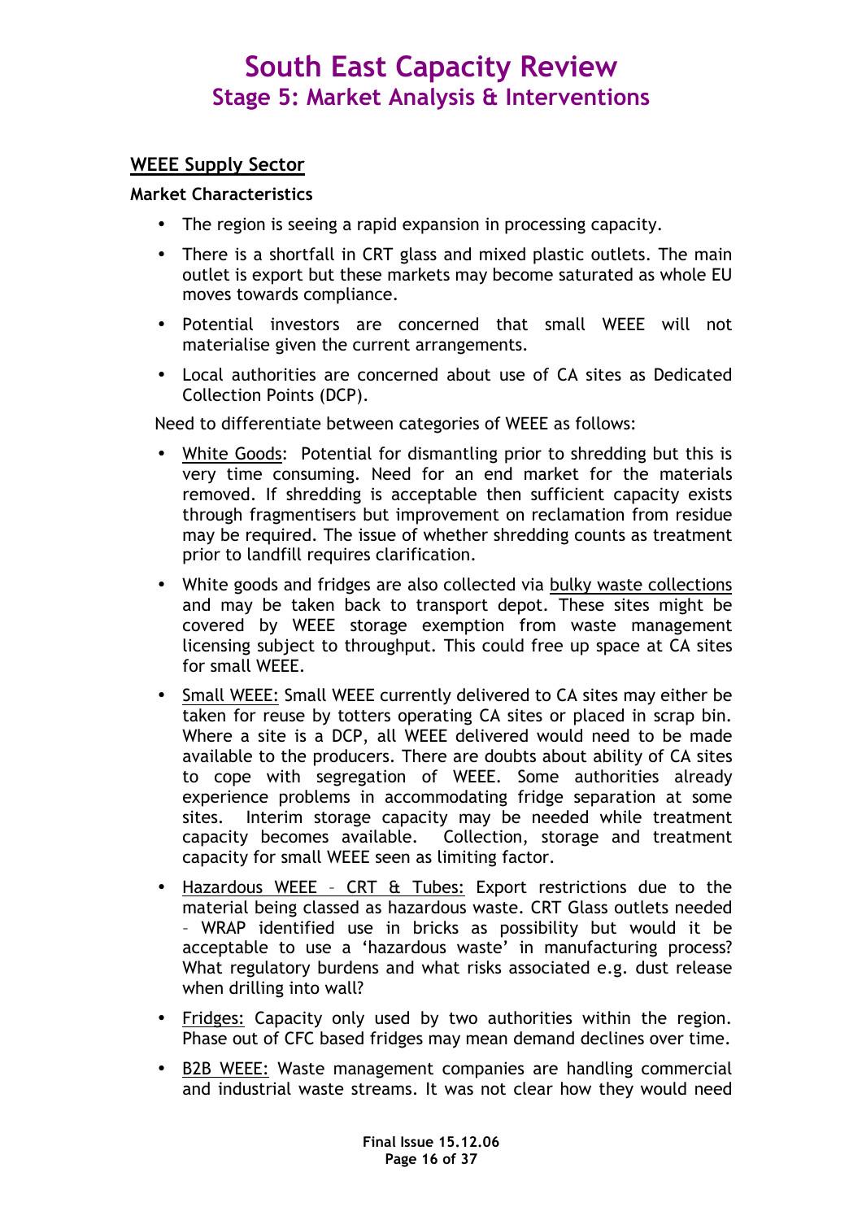## WEEE Supply Sector

### Market Characteristics

- The region is seeing a rapid expansion in processing capacity.
- There is a shortfall in CRT glass and mixed plastic outlets. The main outlet is export but these markets may become saturated as whole EU moves towards compliance.
- Potential investors are concerned that small WEEE will not materialise given the current arrangements.
- Local authorities are concerned about use of CA sites as Dedicated Collection Points (DCP).

Need to differentiate between categories of WEEE as follows:

- White Goods: Potential for dismantling prior to shredding but this is very time consuming. Need for an end market for the materials removed. If shredding is acceptable then sufficient capacity exists through fragmentisers but improvement on reclamation from residue may be required. The issue of whether shredding counts as treatment prior to landfill requires clarification.
- White goods and fridges are also collected via bulky waste collections and may be taken back to transport depot. These sites might be covered by WEEE storage exemption from waste management licensing subject to throughput. This could free up space at CA sites for small WEEE.
- Small WEEE: Small WEEE currently delivered to CA sites may either be taken for reuse by totters operating CA sites or placed in scrap bin. Where a site is a DCP, all WEEE delivered would need to be made available to the producers. There are doubts about ability of CA sites to cope with segregation of WEEE. Some authorities already experience problems in accommodating fridge separation at some sites. Interim storage capacity may be needed while treatment capacity becomes available. Collection, storage and treatment capacity for small WEEE seen as limiting factor.
- Hazardous WEEE – CRT & Tubes: Export restrictions due to the material being classed as hazardous waste. CRT Glass outlets needed – WRAP identified use in bricks as possibility but would it be acceptable to use a 'hazardous waste' in manufacturing process? What regulatory burdens and what risks associated e.g. dust release when drilling into wall?
- Fridges: Capacity only used by two authorities within the region. Phase out of CFC based fridges may mean demand declines over time.
- B2B WEEE: Waste management companies are handling commercial and industrial waste streams. It was not clear how they would need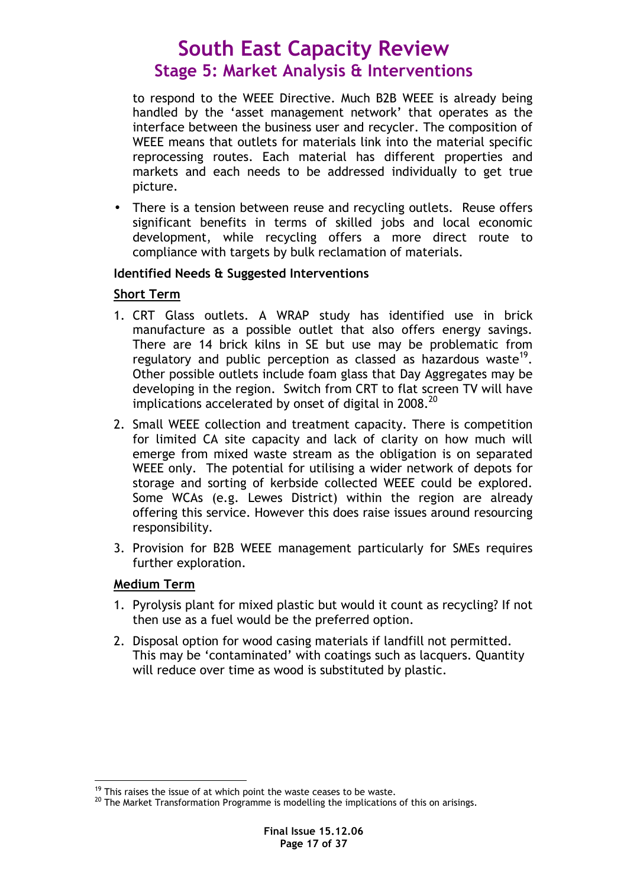to respond to the WEEE Directive. Much B2B WEEE is already being handled by the 'asset management network' that operates as the interface between the business user and recycler. The composition of WEEE means that outlets for materials link into the material specific reprocessing routes. Each material has different properties and markets and each needs to be addressed individually to get true picture.

- There is a tension between reuse and recycling outlets. Reuse offers significant benefits in terms of skilled jobs and local economic development, while recycling offers a more direct route to compliance with targets by bulk reclamation of materials.

**Identified Needs & Suggested Interventions**

**<u>Short Term</u>**

1. CRT Glass outlets. A WRAP study has identified use in brick manufacture as a possible outlet that also offers energy savings. There are 14 brick kilns in SE but use may be problematic from regulatory and public perception as classed as hazardous waste[19]. Other possible outlets include foam glass that Day Aggregates may be developing in the region. Switch from CRT to flat screen TV will have implications accelerated by onset of digital in 2008.[20]
2. Small WEEE collection and treatment capacity. There is competition for limited CA site capacity and lack of clarity on how much will emerge from mixed waste stream as the obligation is on separated WEEE only. The potential for utilising a wider network of depots for storage and sorting of kerbside collected WEEE could be explored. Some WCAs (e.g. Lewes District) within the region are already offering this service. However this does raise issues around resourcing responsibility.
3. Provision for B2B WEEE management particularly for SMEs requires further exploration.

**<u>Medium Term</u>**

1. Pyrolysis plant for mixed plastic but would it count as recycling? If not then use as a fuel would be the preferred option.
2. Disposal option for wood casing materials if landfill not permitted. This may be 'contaminated' with coatings such as lacquers. Quantity will reduce over time as wood is substituted by plastic.

[19] This raises the issue of at which point the waste ceases to be waste.

[20] The Market Transformation Programme is modelling the implications of this on arisings.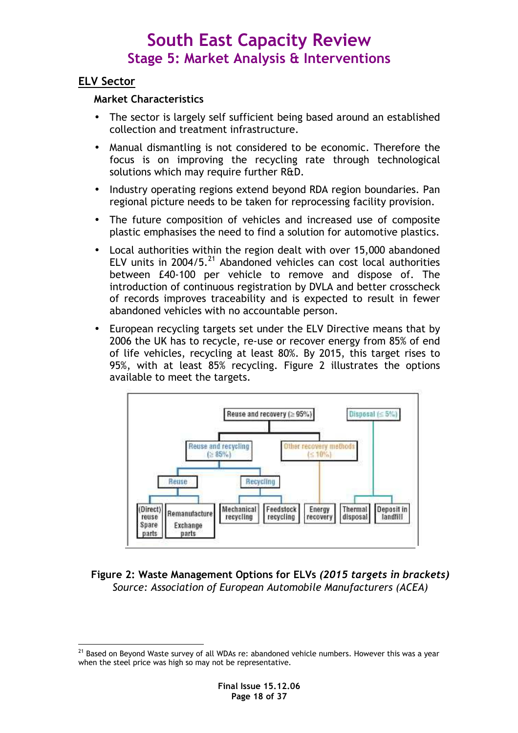## ELV Sector

### Market Characteristics

- The sector is largely self sufficient being based around an established collection and treatment infrastructure.
- Manual dismantling is not considered to be economic. Therefore the focus is on improving the recycling rate through technological solutions which may require further R&D.
- Industry operating regions extend beyond RDA region boundaries. Pan regional picture needs to be taken for reprocessing facility provision.
- The future composition of vehicles and increased use of composite plastic emphasises the need to find a solution for automotive plastics.
- Local authorities within the region dealt with over 15,000 abandoned ELV units in 2004/5.[21] Abandoned vehicles can cost local authorities between £40-100 per vehicle to remove and dispose of. The introduction of continuous registration by DVLA and better crosscheck of records improves traceability and is expected to result in fewer abandoned vehicles with no accountable person.
- European recycling targets set under the ELV Directive means that by 2006 the UK has to recycle, re-use or recover energy from 85% of end of life vehicles, recycling at least 80%. By 2015, this target rises to 95%, with at least 85% recycling. Figure 2 illustrates the options available to meet the targets.

- Reuse and recovery (≥ 95%)
  - Reuse and recycling (≥ 85%)
    - Reuse
      - (Direct) reuse Spare parts
      - Remanufacture Exchange parts
    - Recycling
      - Mechanical recycling
      - Feedstock recycling
  - Other recovery methods (≤ 10%)
    - Energy recovery
- Disposal (≤ 5%)
  - Thermal disposal
  - Deposit in landfill

**Figure 2: Waste Management Options for ELVs *(2015 targets in brackets)***
*Source: Association of European Automobile Manufacturers (ACEA)*

[21] Based on Beyond Waste survey of all WDAs re: abandoned vehicle numbers. However this was a year when the steel price was high so may not be representative.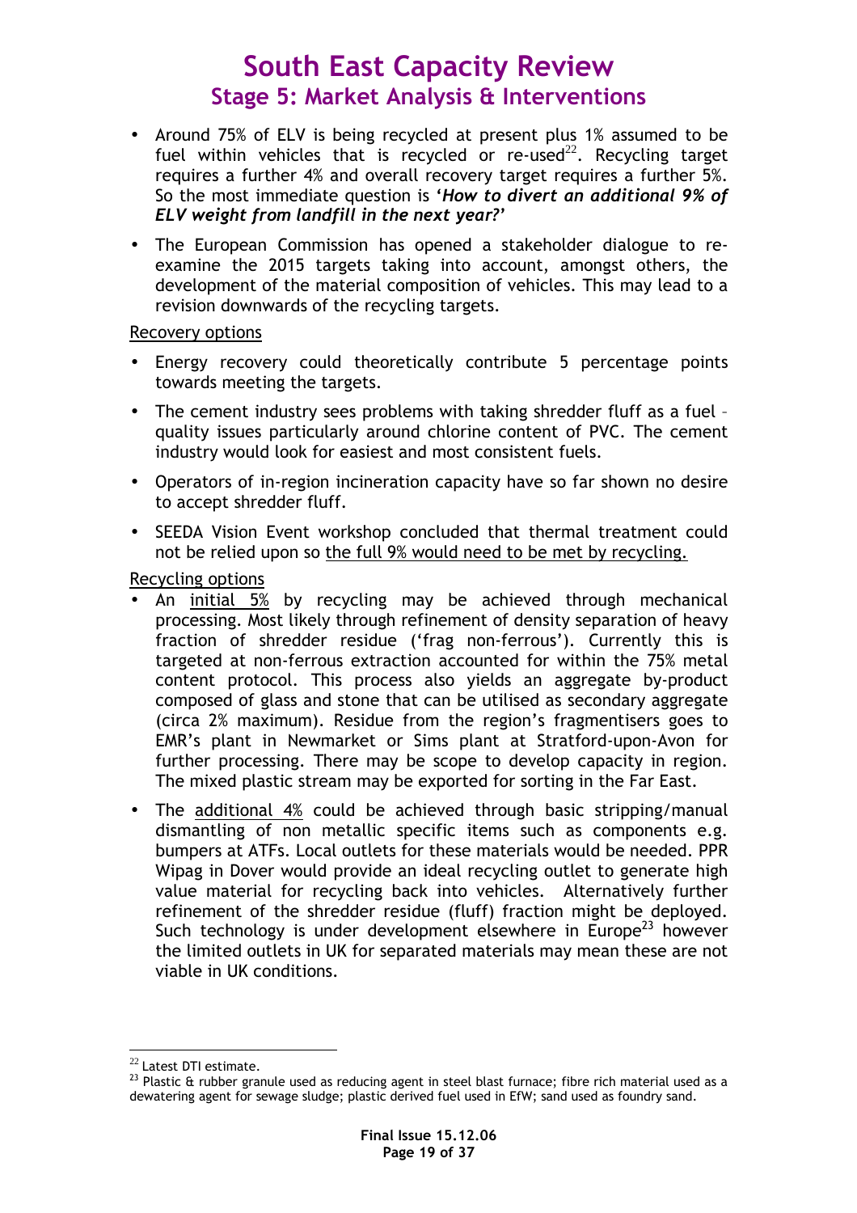- Around 75% of ELV is being recycled at present plus 1% assumed to be fuel within vehicles that is recycled or re-used[22]. Recycling target requires a further 4% and overall recovery target requires a further 5%. So the most immediate question is '***How to divert an additional 9% of ELV weight from landfill in the next year?***'
- The European Commission has opened a stakeholder dialogue to re-examine the 2015 targets taking into account, amongst others, the development of the material composition of vehicles. This may lead to a revision downwards of the recycling targets.

Recovery options

- Energy recovery could theoretically contribute 5 percentage points towards meeting the targets.
- The cement industry sees problems with taking shredder fluff as a fuel – quality issues particularly around chlorine content of PVC. The cement industry would look for easiest and most consistent fuels.
- Operators of in-region incineration capacity have so far shown no desire to accept shredder fluff.
- SEEDA Vision Event workshop concluded that thermal treatment could not be relied upon so the full 9% would need to be met by recycling.

Recycling options

- An initial 5% by recycling may be achieved through mechanical processing. Most likely through refinement of density separation of heavy fraction of shredder residue ('frag non-ferrous'). Currently this is targeted at non-ferrous extraction accounted for within the 75% metal content protocol. This process also yields an aggregate by-product composed of glass and stone that can be utilised as secondary aggregate (circa 2% maximum). Residue from the region's fragmentisers goes to EMR's plant in Newmarket or Sims plant at Stratford-upon-Avon for further processing. There may be scope to develop capacity in region. The mixed plastic stream may be exported for sorting in the Far East.
- The additional 4% could be achieved through basic stripping/manual dismantling of non metallic specific items such as components e.g. bumpers at ATFs. Local outlets for these materials would be needed. PPR Wipag in Dover would provide an ideal recycling outlet to generate high value material for recycling back into vehicles. Alternatively further refinement of the shredder residue (fluff) fraction might be deployed. Such technology is under development elsewhere in Europe[23] however the limited outlets in UK for separated materials may mean these are not viable in UK conditions.

[22] Latest DTI estimate.

[23] Plastic & rubber granule used as reducing agent in steel blast furnace; fibre rich material used as a dewatering agent for sewage sludge; plastic derived fuel used in EfW; sand used as foundry sand.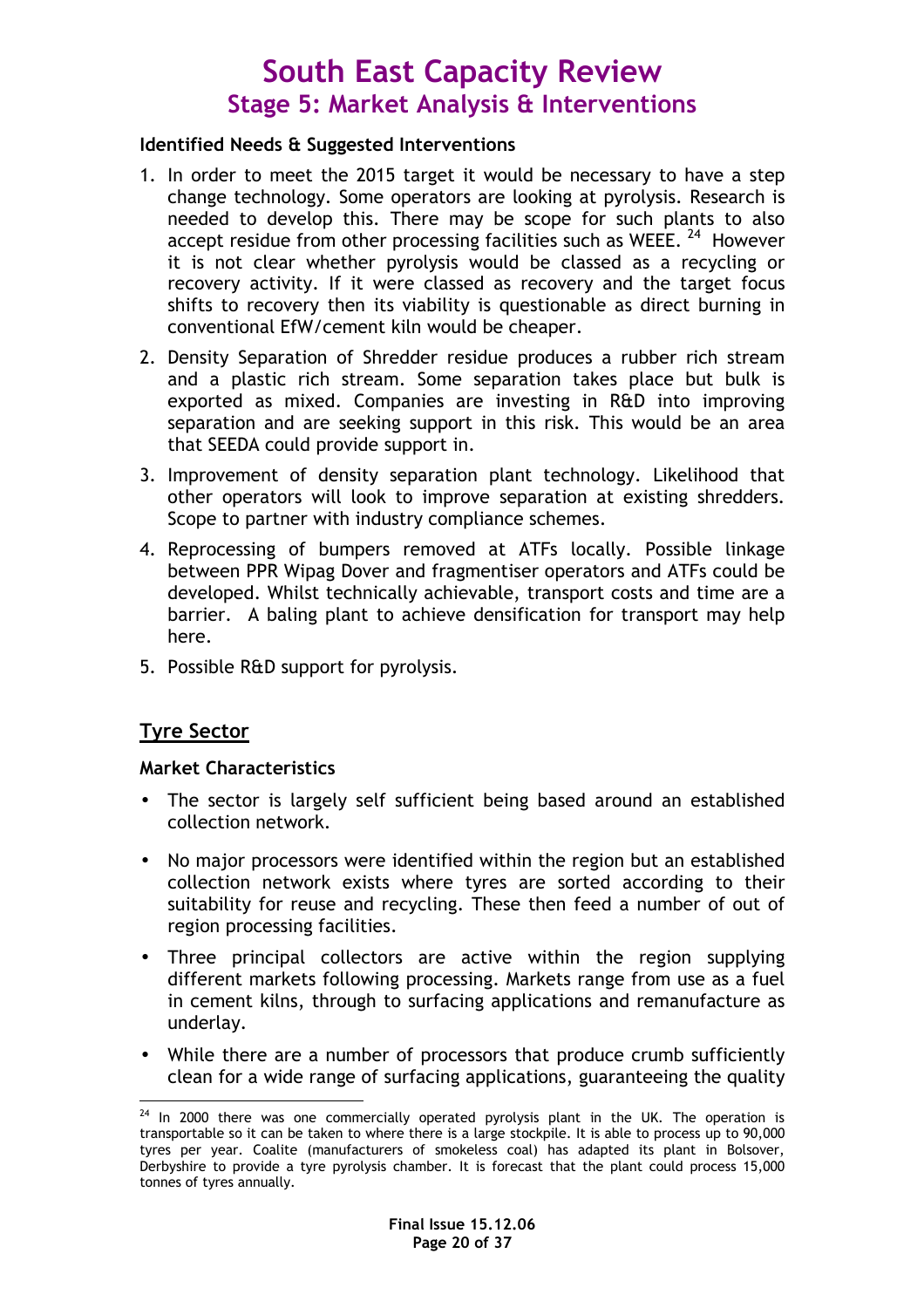# South East Capacity Review

## Stage 5: Market Analysis & Interventions

**Identified Needs & Suggested Interventions**

1. In order to meet the 2015 target it would be necessary to have a step change technology. Some operators are looking at pyrolysis. Research is needed to develop this. There may be scope for such plants to also accept residue from other processing facilities such as WEEE. [24] However it is not clear whether pyrolysis would be classed as a recycling or recovery activity. If it were classed as recovery and the target focus shifts to recovery then its viability is questionable as direct burning in conventional EfW/cement kiln would be cheaper.
2. Density Separation of Shredder residue produces a rubber rich stream and a plastic rich stream. Some separation takes place but bulk is exported as mixed. Companies are investing in R&D into improving separation and are seeking support in this risk. This would be an area that SEEDA could provide support in.
3. Improvement of density separation plant technology. Likelihood that other operators will look to improve separation at existing shredders. Scope to partner with industry compliance schemes.
4. Reprocessing of bumpers removed at ATFs locally. Possible linkage between PPR Wipag Dover and fragmentiser operators and ATFs could be developed. Whilst technically achievable, transport costs and time are a barrier. A baling plant to achieve densification for transport may help here.
5. Possible R&D support for pyrolysis.

## Tyre Sector

**Market Characteristics**

- The sector is largely self sufficient being based around an established collection network.
- No major processors were identified within the region but an established collection network exists where tyres are sorted according to their suitability for reuse and recycling. These then feed a number of out of region processing facilities.
- Three principal collectors are active within the region supplying different markets following processing. Markets range from use as a fuel in cement kilns, through to surfacing applications and remanufacture as underlay.
- While there are a number of processors that produce crumb sufficiently clean for a wide range of surfacing applications, guaranteeing the quality

[24] In 2000 there was one commercially operated pyrolysis plant in the UK. The operation is transportable so it can be taken to where there is a large stockpile. It is able to process up to 90,000 tyres per year. Coalite (manufacturers of smokeless coal) has adapted its plant in Bolsover, Derbyshire to provide a tyre pyrolysis chamber. It is forecast that the plant could process 15,000 tonnes of tyres annually.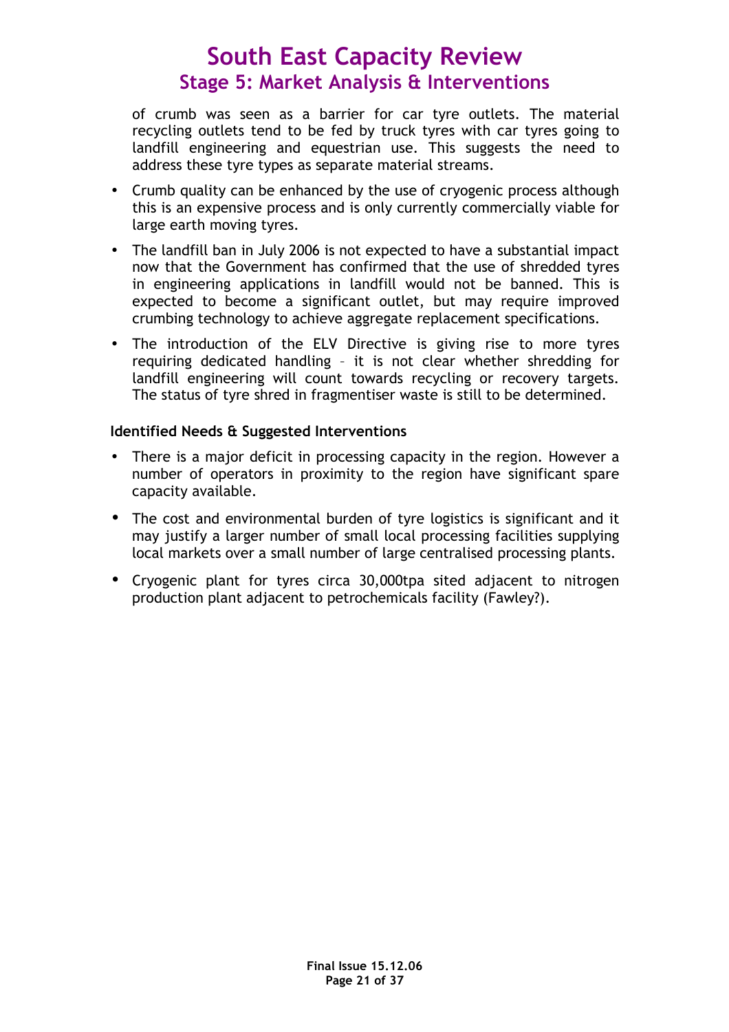of crumb was seen as a barrier for car tyre outlets. The material recycling outlets tend to be fed by truck tyres with car tyres going to landfill engineering and equestrian use. This suggests the need to address these tyre types as separate material streams.

- Crumb quality can be enhanced by the use of cryogenic process although this is an expensive process and is only currently commercially viable for large earth moving tyres.
- The landfill ban in July 2006 is not expected to have a substantial impact now that the Government has confirmed that the use of shredded tyres in engineering applications in landfill would not be banned. This is expected to become a significant outlet, but may require improved crumbing technology to achieve aggregate replacement specifications.
- The introduction of the ELV Directive is giving rise to more tyres requiring dedicated handling – it is not clear whether shredding for landfill engineering will count towards recycling or recovery targets. The status of tyre shred in fragmentiser waste is still to be determined.

**Identified Needs & Suggested Interventions**

- There is a major deficit in processing capacity in the region. However a number of operators in proximity to the region have significant spare capacity available.
- The cost and environmental burden of tyre logistics is significant and it may justify a larger number of small local processing facilities supplying local markets over a small number of large centralised processing plants.
- Cryogenic plant for tyres circa 30,000tpa sited adjacent to nitrogen production plant adjacent to petrochemicals facility (Fawley?).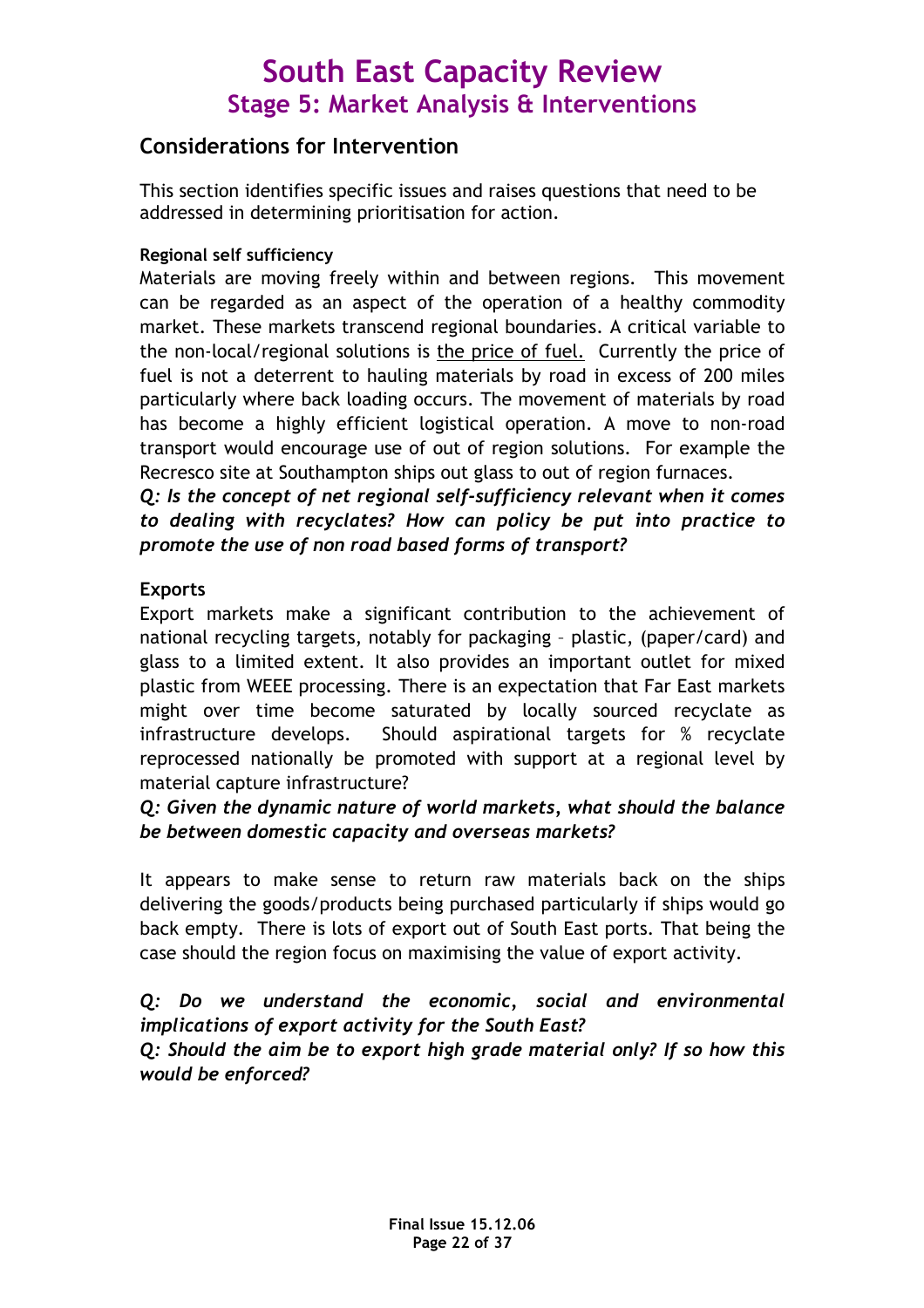# South East Capacity Review
## Stage 5: Market Analysis & Interventions

## Considerations for Intervention

This section identifies specific issues and raises questions that need to be addressed in determining prioritisation for action.

**Regional self sufficiency**

Materials are moving freely within and between regions. This movement can be regarded as an aspect of the operation of a healthy commodity market. These markets transcend regional boundaries. A critical variable to the non-local/regional solutions is the price of fuel. Currently the price of fuel is not a deterrent to hauling materials by road in excess of 200 miles particularly where back loading occurs. The movement of materials by road has become a highly efficient logistical operation. A move to non-road transport would encourage use of out of region solutions. For example the Recresco site at Southampton ships out glass to out of region furnaces.

***Q: Is the concept of net regional self-sufficiency relevant when it comes to dealing with recyclates? How can policy be put into practice to promote the use of non road based forms of transport?***

**Exports**

Export markets make a significant contribution to the achievement of national recycling targets, notably for packaging – plastic, (paper/card) and glass to a limited extent. It also provides an important outlet for mixed plastic from WEEE processing. There is an expectation that Far East markets might over time become saturated by locally sourced recyclate as infrastructure develops. Should aspirational targets for % recyclate reprocessed nationally be promoted with support at a regional level by material capture infrastructure?

***Q: Given the dynamic nature of world markets, what should the balance be between domestic capacity and overseas markets?***

It appears to make sense to return raw materials back on the ships delivering the goods/products being purchased particularly if ships would go back empty. There is lots of export out of South East ports. That being the case should the region focus on maximising the value of export activity.

***Q: Do we understand the economic, social and environmental implications of export activity for the South East?***

***Q: Should the aim be to export high grade material only? If so how this would be enforced?***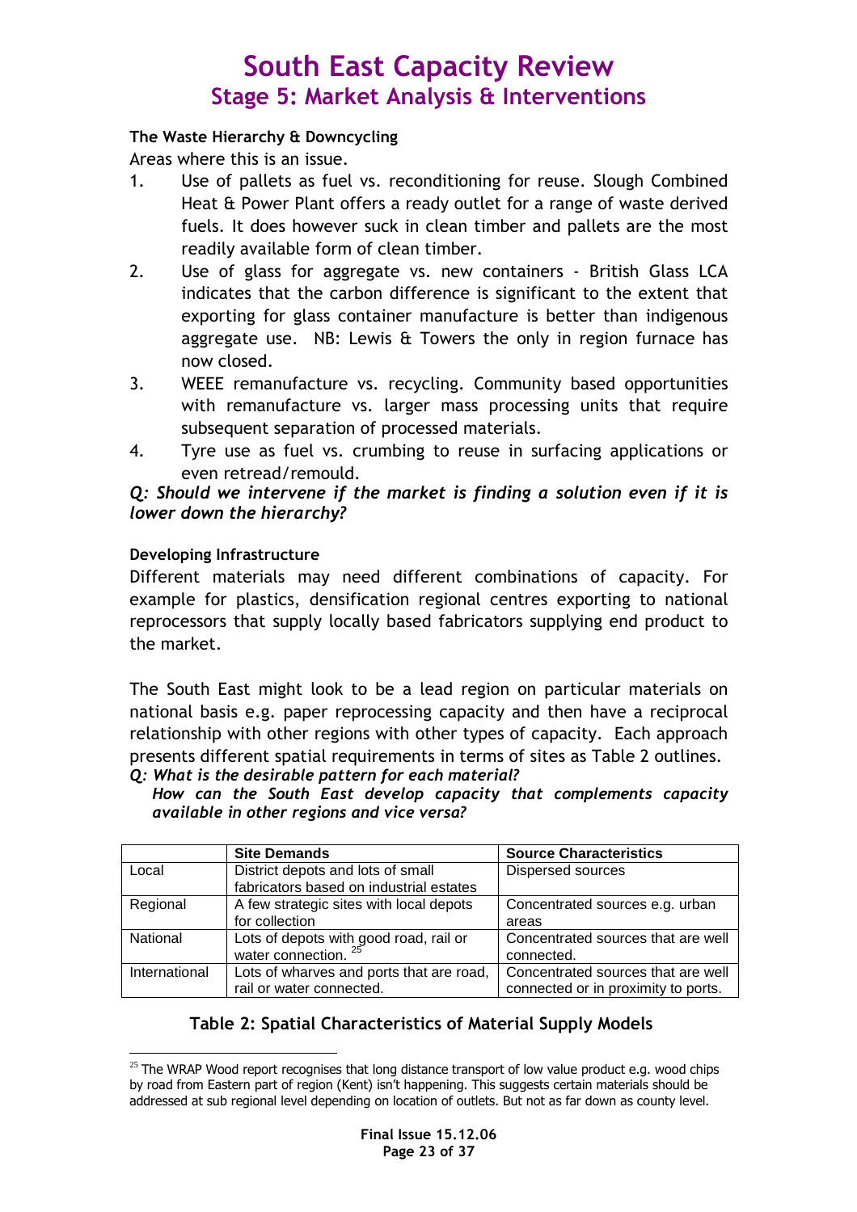# South East Capacity Review
## Stage 5: Market Analysis & Interventions

**The Waste Hierarchy & Downcycling**

Areas where this is an issue.

1. Use of pallets as fuel vs. reconditioning for reuse. Slough Combined Heat & Power Plant offers a ready outlet for a range of waste derived fuels. It does however suck in clean timber and pallets are the most readily available form of clean timber.
2. Use of glass for aggregate vs. new containers - British Glass LCA indicates that the carbon difference is significant to the extent that exporting for glass container manufacture is better than indigenous aggregate use. NB: Lewis & Towers the only in region furnace has now closed.
3. WEEE remanufacture vs. recycling. Community based opportunities with remanufacture vs. larger mass processing units that require subsequent separation of processed materials.
4. Tyre use as fuel vs. crumbing to reuse in surfacing applications or even retread/remould.

*Q: Should we intervene if the market is finding a solution even if it is lower down the hierarchy?*

**Developing Infrastructure**

Different materials may need different combinations of capacity. For example for plastics, densification regional centres exporting to national reprocessors that supply locally based fabricators supplying end product to the market.

The South East might look to be a lead region on particular materials on national basis e.g. paper reprocessing capacity and then have a reciprocal relationship with other regions with other types of capacity. Each approach presents different spatial requirements in terms of sites as Table 2 outlines.

*Q: What is the desirable pattern for each material?*
*How can the South East develop capacity that complements capacity available in other regions and vice versa?*

| | Site Demands | Source Characteristics |
|---|---|---|
| Local | District depots and lots of small fabricators based on industrial estates | Dispersed sources |
| Regional | A few strategic sites with local depots for collection | Concentrated sources e.g. urban areas |
| National | Lots of depots with good road, rail or water connection. [25] | Concentrated sources that are well connected. |
| International | Lots of wharves and ports that are road, rail or water connected. | Concentrated sources that are well connected or in proximity to ports. |

**Table 2: Spatial Characteristics of Material Supply Models**

[25] The WRAP Wood report recognises that long distance transport of low value product e.g. wood chips by road from Eastern part of region (Kent) isn't happening. This suggests certain materials should be addressed at sub regional level depending on location of outlets. But not as far down as county level.

**Final Issue 15.12.06**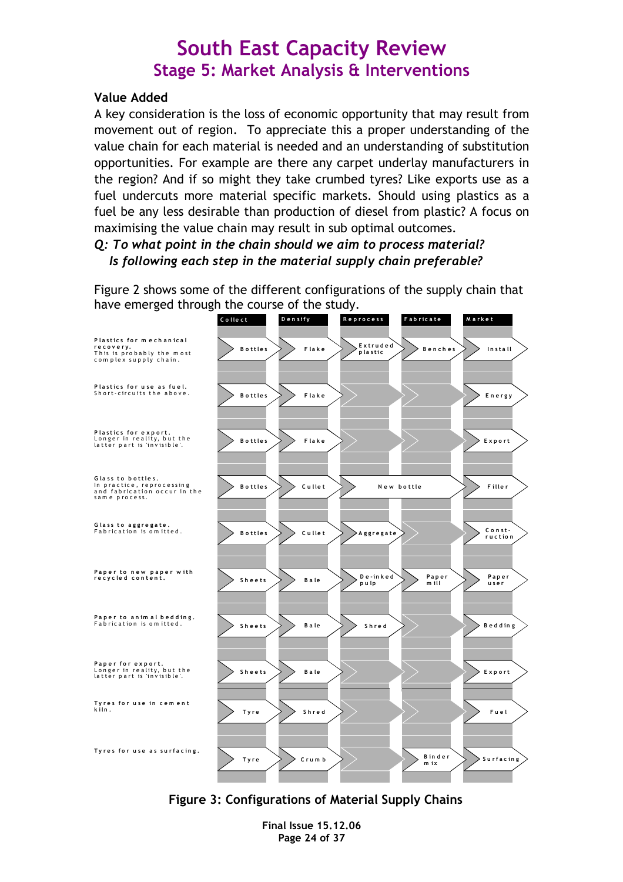# South East Capacity Review

## Stage 5: Market Analysis & Interventions

### Value Added

A key consideration is the loss of economic opportunity that may result from movement out of region. To appreciate this a proper understanding of the value chain for each material is needed and an understanding of substitution opportunities. For example are there any carpet underlay manufacturers in the region? And if so might they take crumbed tyres? Like exports use as a fuel undercuts more material specific markets. Should using plastics as a fuel be any less desirable than production of diesel from plastic? A focus on maximising the value chain may result in sub optimal outcomes.

***Q: To what point in the chain should we aim to process material?***
***Is following each step in the material supply chain preferable?***

Figure 2 shows some of the different configurations of the supply chain that have emerged through the course of the study.

| | Collect | Densify | Reprocess | Fabricate | Market |
|---|---|---|---|---|---|
| **Plastics for mechanical recovery.** This is probably the most complex supply chain. | Bottles | Flake | Extruded plastic | Benches | Install |
| **Plastics for use as fuel.** Short-circuits the above. | Bottles | Flake | | | Energy |
| **Plastics for export.** Longer in reality, but the latter part is 'invisible'. | Bottles | Flake | | | Export |
| **Glass to bottles.** In practice, reprocessing and fabrication occur in the same process. | Bottles | Cullet | New bottle | | Filler |
| **Glass to aggregate.** Fabrication is omitted. | Bottles | Cullet | Aggregate | | Construction |
| **Paper to new paper with recycled content.** | Sheets | Bale | De-inked pulp | Paper mill | Paper user |
| **Paper to animal bedding.** Fabrication is omitted. | Sheets | Bale | Shred | | Bedding |
| **Paper for export.** Longer in reality, but the latter part is 'invisible'. | Sheets | Bale | | | Export |
| **Tyres for use in cement kiln.** | Tyre | Shred | | | Fuel |
| **Tyres for use as surfacing.** | Tyre | Crumb | | Binder mix | Surfacing |

**Figure 3: Configurations of Material Supply Chains**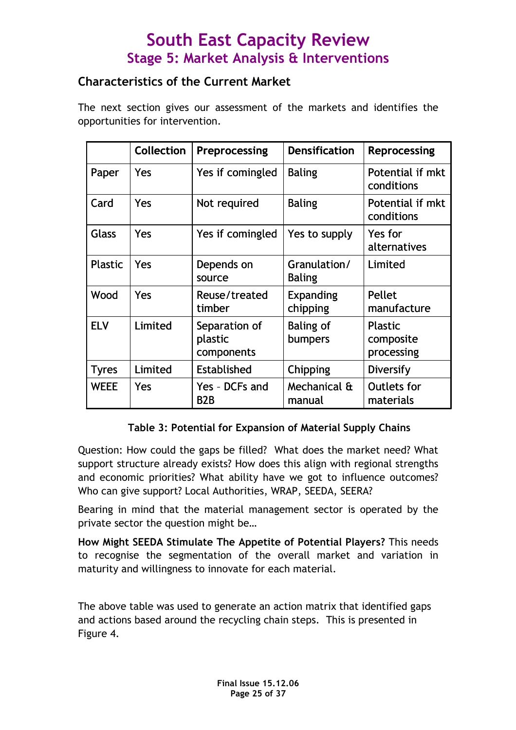# South East Capacity Review
## Stage 5: Market Analysis & Interventions

### Characteristics of the Current Market

The next section gives our assessment of the markets and identifies the opportunities for intervention.

| | Collection | Preprocessing | Densification | Reprocessing |
|---|---|---|---|---|
| Paper | Yes | Yes if comingled | Baling | Potential if mkt conditions |
| Card | Yes | Not required | Baling | Potential if mkt conditions |
| Glass | Yes | Yes if comingled | Yes to supply | Yes for alternatives |
| Plastic | Yes | Depends on source | Granulation/ Baling | Limited |
| Wood | Yes | Reuse/treated timber | Expanding chipping | Pellet manufacture |
| ELV | Limited | Separation of plastic components | Baling of bumpers | Plastic composite processing |
| Tyres | Limited | Established | Chipping | Diversify |
| WEEE | Yes | Yes – DCFs and B2B | Mechanical & manual | Outlets for materials |

**Table 3: Potential for Expansion of Material Supply Chains**

Question: How could the gaps be filled? What does the market need? What support structure already exists? How does this align with regional strengths and economic priorities? What ability have we got to influence outcomes? Who can give support? Local Authorities, WRAP, SEEDA, SEERA?

Bearing in mind that the material management sector is operated by the private sector the question might be…

**How Might SEEDA Stimulate The Appetite of Potential Players?** This needs to recognise the segmentation of the overall market and variation in maturity and willingness to innovate for each material.

The above table was used to generate an action matrix that identified gaps and actions based around the recycling chain steps. This is presented in Figure 4.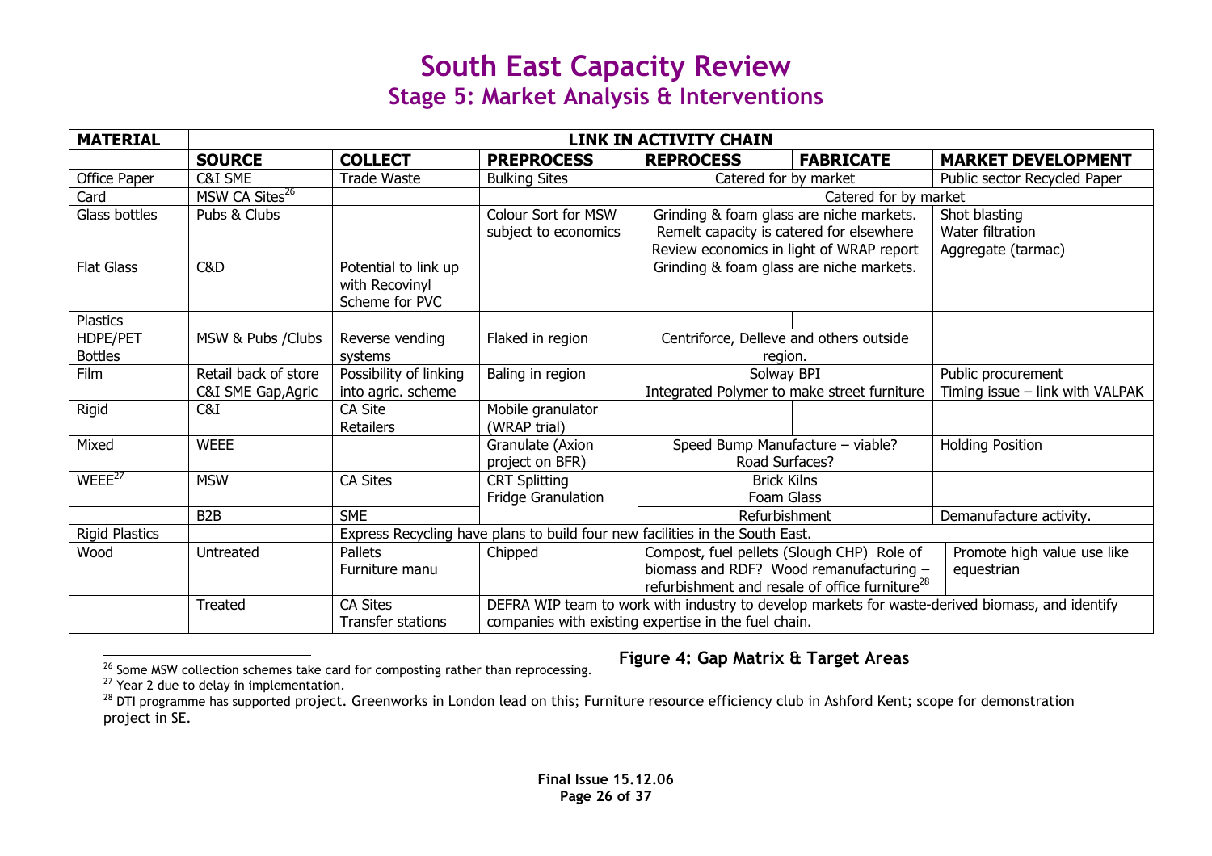# South East Capacity Review
## Stage 5: Market Analysis & Interventions

| MATERIAL | LINK IN ACTIVITY CHAIN | | | | | |
|---|---|---|---|---|---|---|
| | **SOURCE** | **COLLECT** | **PREPROCESS** | **REPROCESS** | **FABRICATE** | **MARKET DEVELOPMENT** |
| Office Paper | C&I SME | Trade Waste | Bulking Sites | Catered for by market | | Public sector Recycled Paper |
| Card | MSW CA Sites[26] | | | Catered for by market | | |
| Glass bottles | Pubs & Clubs | | Colour Sort for MSW subject to economics | Grinding & foam glass are niche markets. Remelt capacity is catered for elsewhere Review economics in light of WRAP report | | Shot blasting Water filtration Aggregate (tarmac) |
| Flat Glass | C&D | Potential to link up with Recovinyl Scheme for PVC | | Grinding & foam glass are niche markets. | | |
| Plastics | | | | | | |
| HDPE/PET Bottles | MSW & Pubs /Clubs | Reverse vending systems | Flaked in region | Centriforce, Delleve and others outside region. | | |
| Film | Retail back of store C&I SME Gap,Agric | Possibility of linking into agric. scheme | Baling in region | Solway BPI Integrated Polymer to make street furniture | | Public procurement Timing issue – link with VALPAK |
| Rigid | C&I | CA Site Retailers | Mobile granulator (WRAP trial) | | | |
| Mixed | WEEE | | Granulate (Axion project on BFR) | Speed Bump Manufacture – viable? Road Surfaces? | | Holding Position |
| WEEE[27] | MSW | CA Sites | CRT Splitting Fridge Granulation | Brick Kilns Foam Glass | | |
| | B2B | SME | | Refurbishment | | Demanufacture activity. |
| Rigid Plastics | | Express Recycling have plans to build four new facilities in the South East. | | | | |
| Wood | Untreated | Pallets Furniture manu | Chipped | Compost, fuel pellets (Slough CHP) Role of biomass and RDF? Wood remanufacturing – refurbishment and resale of office furniture[28] | | Promote high value use like equestrian |
| | Treated | CA Sites Transfer stations | DEFRA WIP team to work with industry to develop markets for waste-derived biomass, and identify companies with existing expertise in the fuel chain. | | | |

**Figure 4: Gap Matrix & Target Areas**

[26] Some MSW collection schemes take card for composting rather than reprocessing.

[27] Year 2 due to delay in implementation.

[28] DTI programme has supported project. Greenworks in London lead on this; Furniture resource efficiency club in Ashford Kent; scope for demonstration project in SE.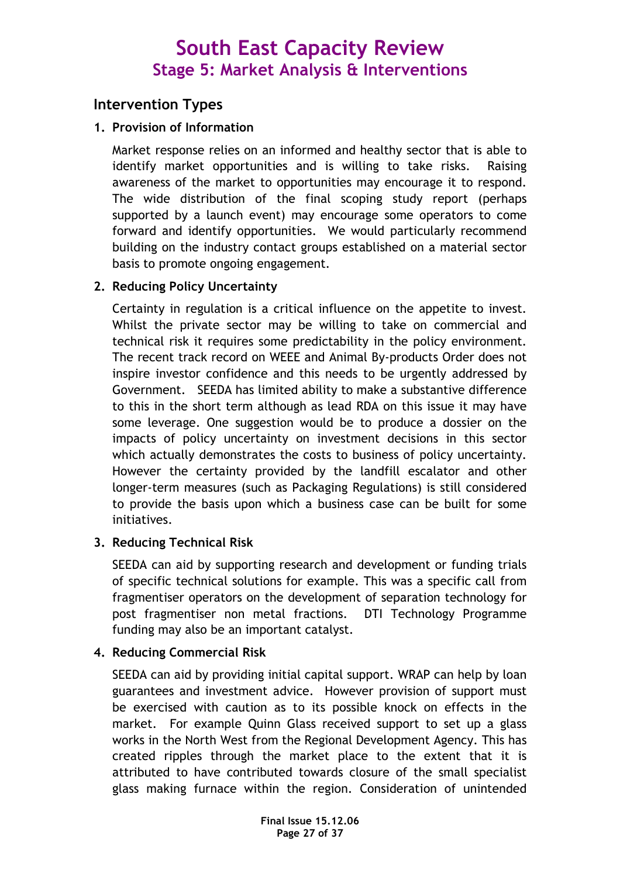## Intervention Types

**1. Provision of Information**

Market response relies on an informed and healthy sector that is able to identify market opportunities and is willing to take risks. Raising awareness of the market to opportunities may encourage it to respond. The wide distribution of the final scoping study report (perhaps supported by a launch event) may encourage some operators to come forward and identify opportunities. We would particularly recommend building on the industry contact groups established on a material sector basis to promote ongoing engagement.

**2. Reducing Policy Uncertainty**

Certainty in regulation is a critical influence on the appetite to invest. Whilst the private sector may be willing to take on commercial and technical risk it requires some predictability in the policy environment. The recent track record on WEEE and Animal By-products Order does not inspire investor confidence and this needs to be urgently addressed by Government. SEEDA has limited ability to make a substantive difference to this in the short term although as lead RDA on this issue it may have some leverage. One suggestion would be to produce a dossier on the impacts of policy uncertainty on investment decisions in this sector which actually demonstrates the costs to business of policy uncertainty. However the certainty provided by the landfill escalator and other longer-term measures (such as Packaging Regulations) is still considered to provide the basis upon which a business case can be built for some initiatives.

**3. Reducing Technical Risk**

SEEDA can aid by supporting research and development or funding trials of specific technical solutions for example. This was a specific call from fragmentiser operators on the development of separation technology for post fragmentiser non metal fractions. DTI Technology Programme funding may also be an important catalyst.

**4. Reducing Commercial Risk**

SEEDA can aid by providing initial capital support. WRAP can help by loan guarantees and investment advice. However provision of support must be exercised with caution as to its possible knock on effects in the market. For example Quinn Glass received support to set up a glass works in the North West from the Regional Development Agency. This has created ripples through the market place to the extent that it is attributed to have contributed towards closure of the small specialist glass making furnace within the region. Consideration of unintended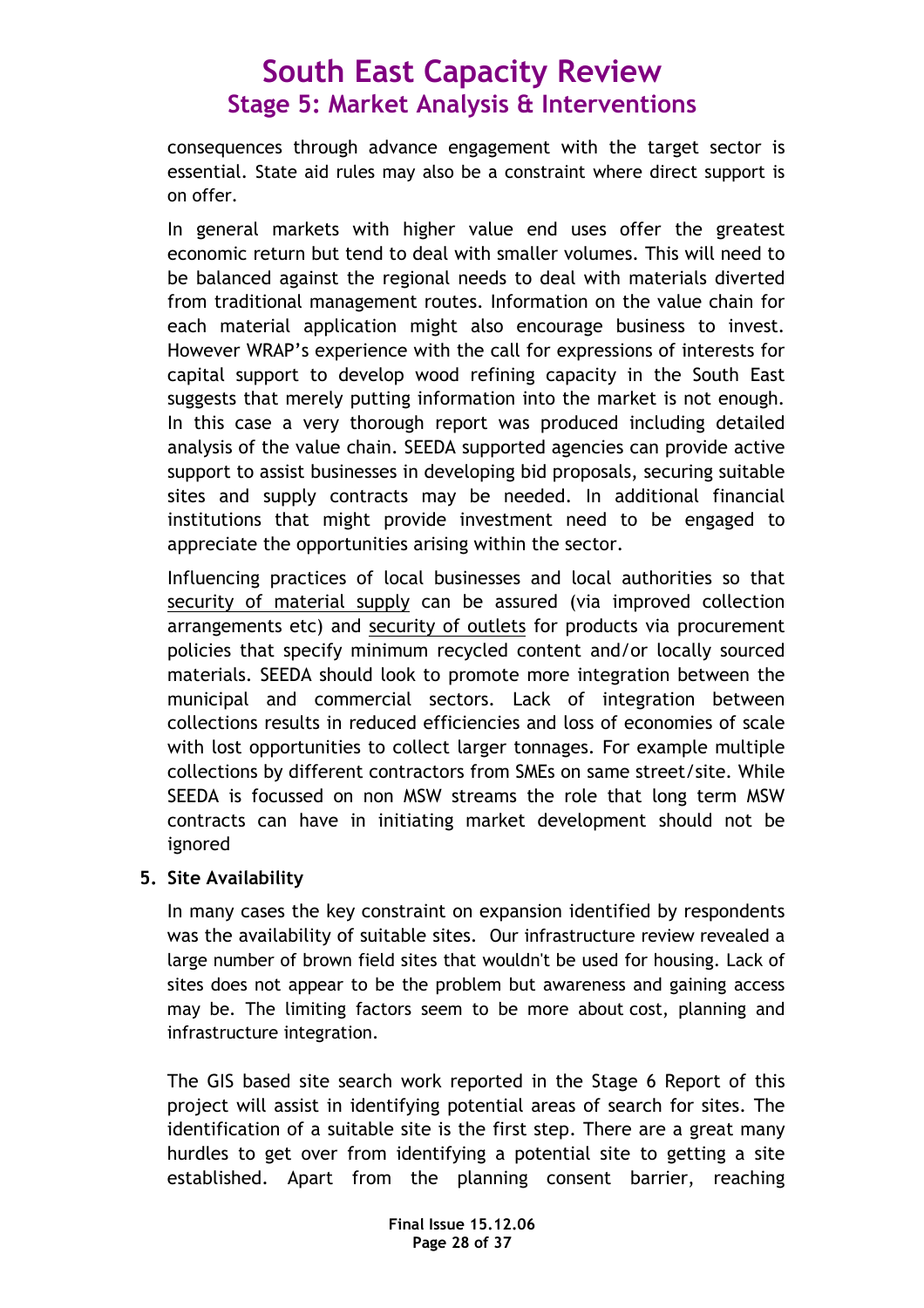consequences through advance engagement with the target sector is essential. State aid rules may also be a constraint where direct support is on offer.

In general markets with higher value end uses offer the greatest economic return but tend to deal with smaller volumes. This will need to be balanced against the regional needs to deal with materials diverted from traditional management routes. Information on the value chain for each material application might also encourage business to invest. However WRAP's experience with the call for expressions of interests for capital support to develop wood refining capacity in the South East suggests that merely putting information into the market is not enough. In this case a very thorough report was produced including detailed analysis of the value chain. SEEDA supported agencies can provide active support to assist businesses in developing bid proposals, securing suitable sites and supply contracts may be needed. In additional financial institutions that might provide investment need to be engaged to appreciate the opportunities arising within the sector.

Influencing practices of local businesses and local authorities so that security of material supply can be assured (via improved collection arrangements etc) and security of outlets for products via procurement policies that specify minimum recycled content and/or locally sourced materials. SEEDA should look to promote more integration between the municipal and commercial sectors. Lack of integration between collections results in reduced efficiencies and loss of economies of scale with lost opportunities to collect larger tonnages. For example multiple collections by different contractors from SMEs on same street/site. While SEEDA is focussed on non MSW streams the role that long term MSW contracts can have in initiating market development should not be ignored

**5. Site Availability**

In many cases the key constraint on expansion identified by respondents was the availability of suitable sites. Our infrastructure review revealed a large number of brown field sites that wouldn't be used for housing. Lack of sites does not appear to be the problem but awareness and gaining access may be. The limiting factors seem to be more about cost, planning and infrastructure integration.

The GIS based site search work reported in the Stage 6 Report of this project will assist in identifying potential areas of search for sites. The identification of a suitable site is the first step. There are a great many hurdles to get over from identifying a potential site to getting a site established. Apart from the planning consent barrier, reaching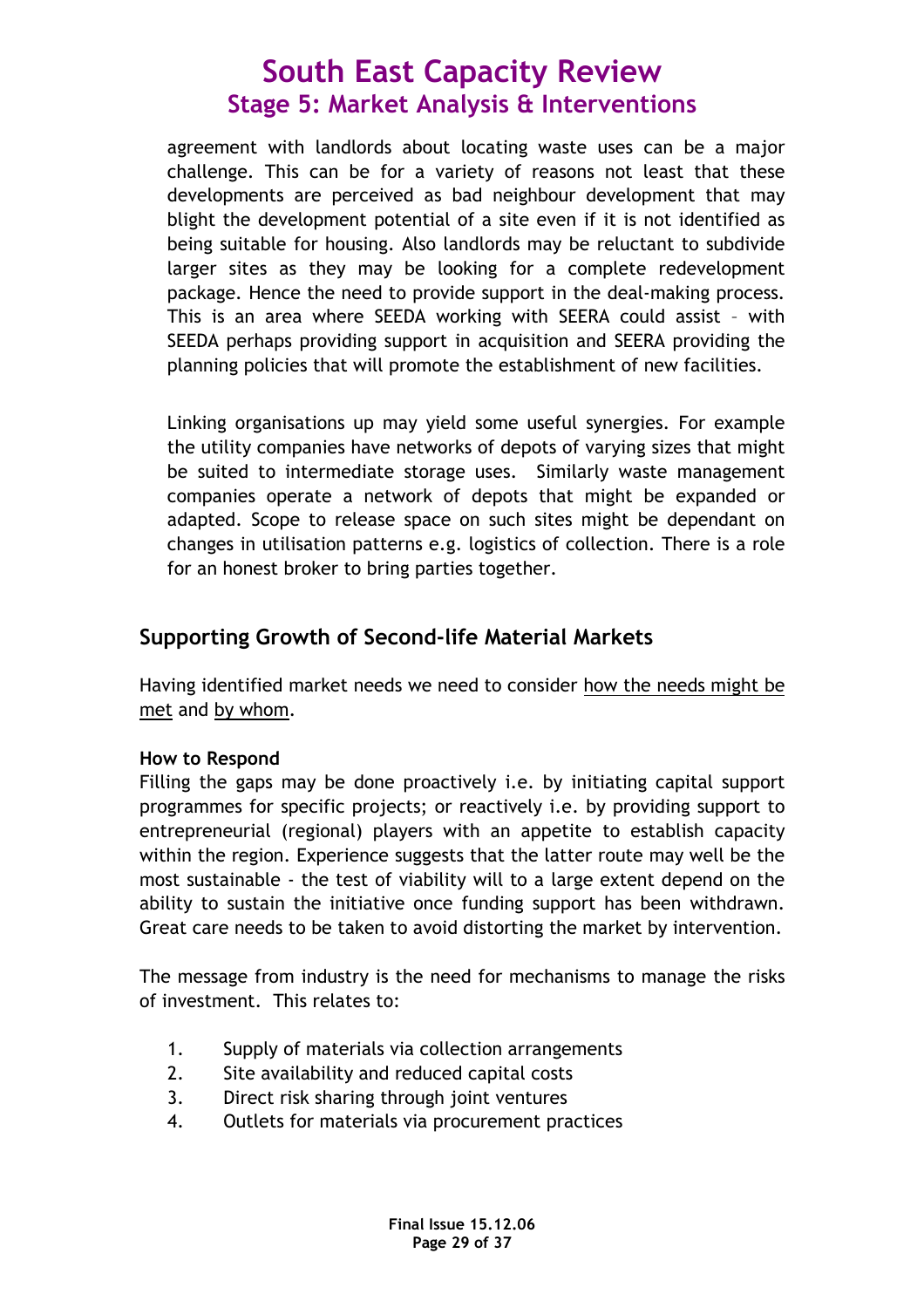agreement with landlords about locating waste uses can be a major challenge. This can be for a variety of reasons not least that these developments are perceived as bad neighbour development that may blight the development potential of a site even if it is not identified as being suitable for housing. Also landlords may be reluctant to subdivide larger sites as they may be looking for a complete redevelopment package. Hence the need to provide support in the deal-making process. This is an area where SEEDA working with SEERA could assist – with SEEDA perhaps providing support in acquisition and SEERA providing the planning policies that will promote the establishment of new facilities.

Linking organisations up may yield some useful synergies. For example the utility companies have networks of depots of varying sizes that might be suited to intermediate storage uses. Similarly waste management companies operate a network of depots that might be expanded or adapted. Scope to release space on such sites might be dependant on changes in utilisation patterns e.g. logistics of collection. There is a role for an honest broker to bring parties together.

## Supporting Growth of Second-life Material Markets

Having identified market needs we need to consider <u>how the needs might be met</u> and <u>by whom</u>.

**How to Respond**

Filling the gaps may be done proactively i.e. by initiating capital support programmes for specific projects; or reactively i.e. by providing support to entrepreneurial (regional) players with an appetite to establish capacity within the region. Experience suggests that the latter route may well be the most sustainable - the test of viability will to a large extent depend on the ability to sustain the initiative once funding support has been withdrawn. Great care needs to be taken to avoid distorting the market by intervention.

The message from industry is the need for mechanisms to manage the risks of investment. This relates to:

1. Supply of materials via collection arrangements
2. Site availability and reduced capital costs
3. Direct risk sharing through joint ventures
4. Outlets for materials via procurement practices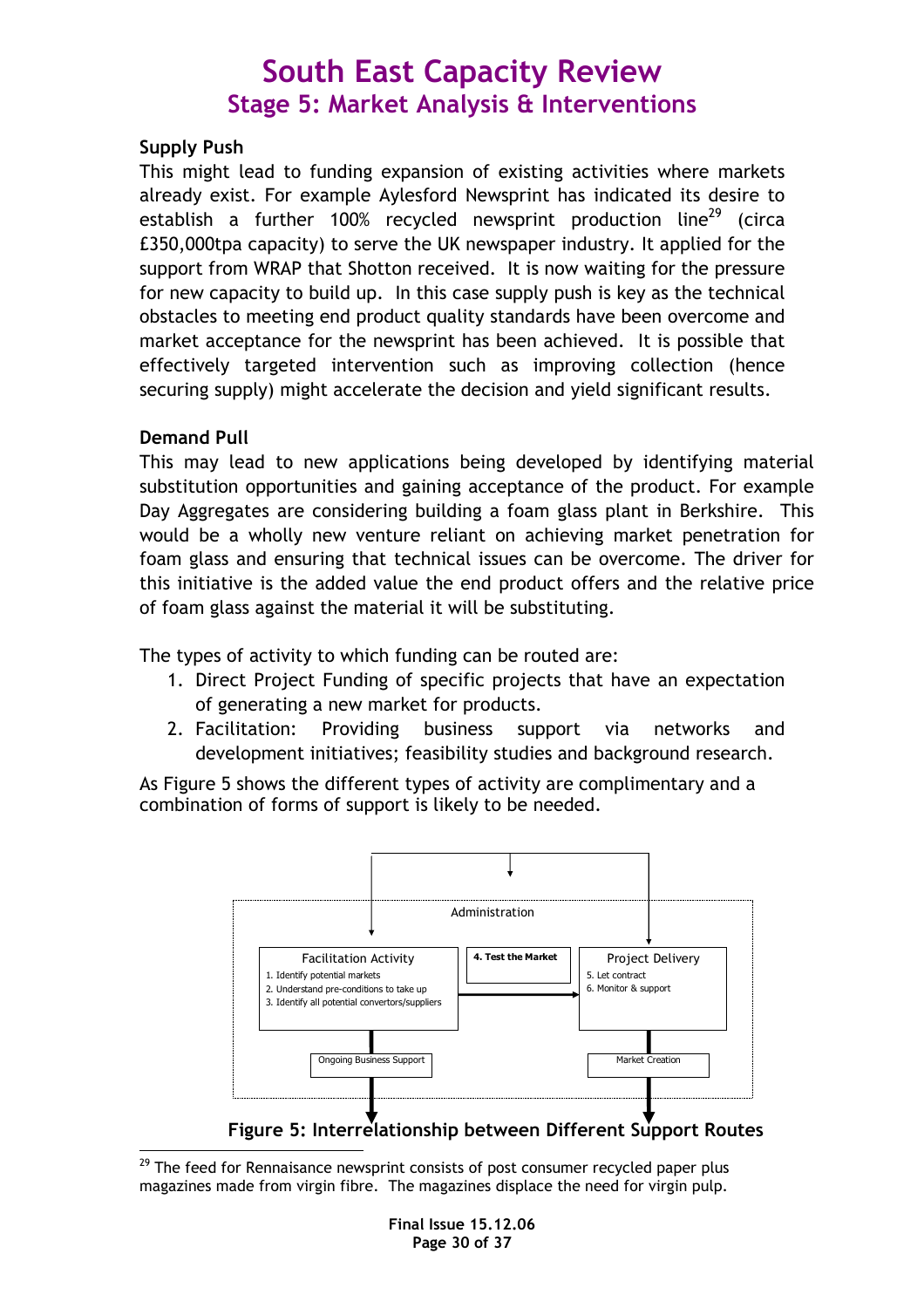# South East Capacity Review
## Stage 5: Market Analysis & Interventions

### Supply Push

This might lead to funding expansion of existing activities where markets already exist. For example Aylesford Newsprint has indicated its desire to establish a further 100% recycled newsprint production line[29] (circa £350,000tpa capacity) to serve the UK newspaper industry. It applied for the support from WRAP that Shotton received. It is now waiting for the pressure for new capacity to build up. In this case supply push is key as the technical obstacles to meeting end product quality standards have been overcome and market acceptance for the newsprint has been achieved. It is possible that effectively targeted intervention such as improving collection (hence securing supply) might accelerate the decision and yield significant results.

### Demand Pull

This may lead to new applications being developed by identifying material substitution opportunities and gaining acceptance of the product. For example Day Aggregates are considering building a foam glass plant in Berkshire. This would be a wholly new venture reliant on achieving market penetration for foam glass and ensuring that technical issues can be overcome. The driver for this initiative is the added value the end product offers and the relative price of foam glass against the material it will be substituting.

The types of activity to which funding can be routed are:

1. Direct Project Funding of specific projects that have an expectation of generating a new market for products.
2. Facilitation: Providing business support via networks and development initiatives; feasibility studies and background research.

As Figure 5 shows the different types of activity are complimentary and a combination of forms of support is likely to be needed.

Administration

Facilitation Activity
1. Identify potential markets
2. Understand pre-conditions to take up
3. Identify all potential convertors/suppliers

4. Test the Market

Project Delivery
5. Let contract
6. Monitor & support

Ongoing Business Support

Market Creation

**Figure 5: Interrelationship between Different Support Routes**

[29] The feed for Rennaisance newsprint consists of post consumer recycled paper plus magazines made from virgin fibre. The magazines displace the need for virgin pulp.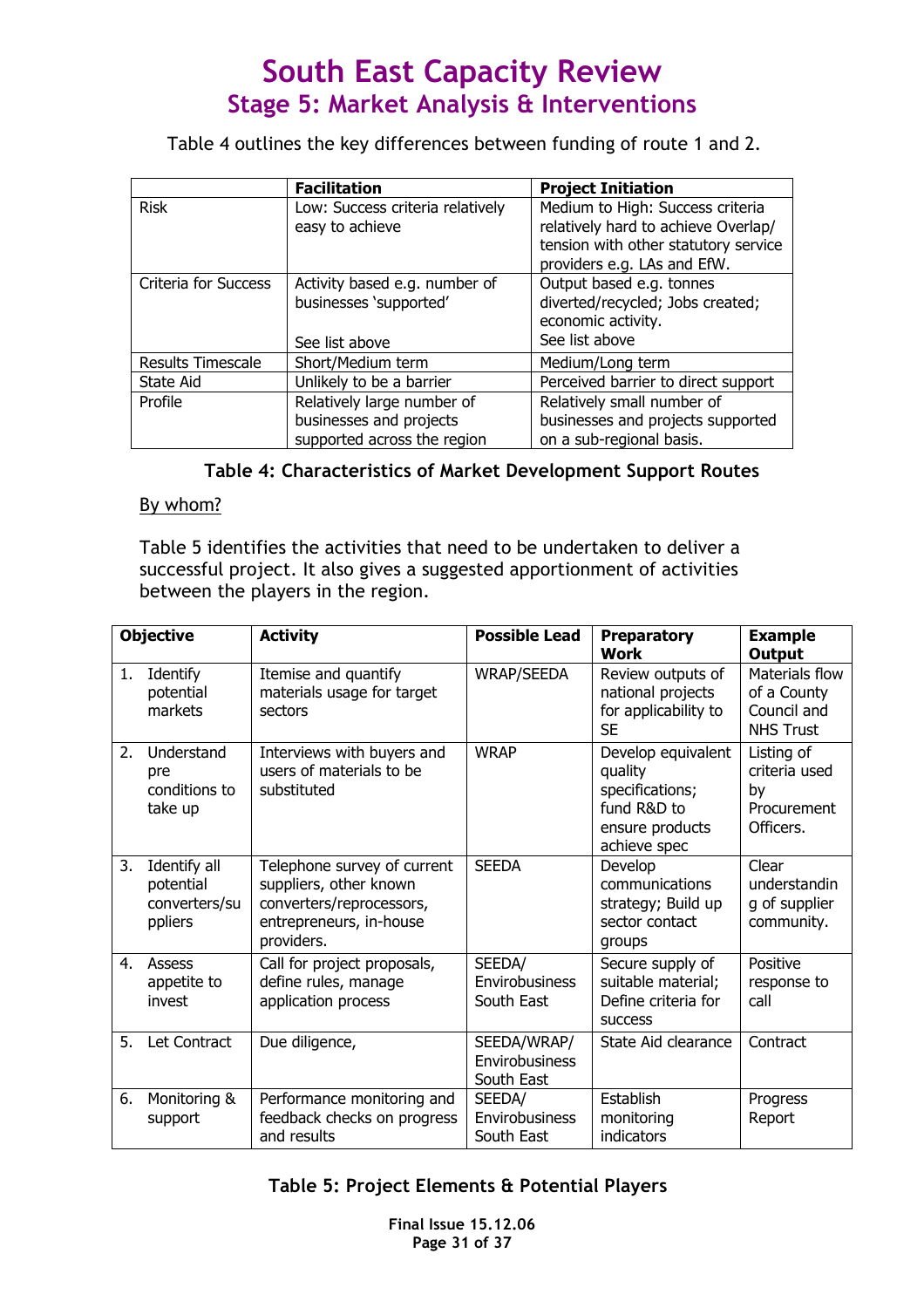# South East Capacity Review
## Stage 5: Market Analysis & Interventions

Table 4 outlines the key differences between funding of route 1 and 2.

| | Facilitation | Project Initiation |
|---|---|---|
| Risk | Low: Success criteria relatively easy to achieve | Medium to High: Success criteria relatively hard to achieve Overlap/ tension with other statutory service providers e.g. LAs and EfW. |
| Criteria for Success | Activity based e.g. number of businesses 'supported'<br><br>See list above | Output based e.g. tonnes diverted/recycled; Jobs created; economic activity.<br>See list above |
| Results Timescale | Short/Medium term | Medium/Long term |
| State Aid | Unlikely to be a barrier | Perceived barrier to direct support |
| Profile | Relatively large number of businesses and projects supported across the region | Relatively small number of businesses and projects supported on a sub-regional basis. |

**Table 4: Characteristics of Market Development Support Routes**

By whom?

Table 5 identifies the activities that need to be undertaken to deliver a successful project. It also gives a suggested apportionment of activities between the players in the region.

| Objective | Activity | Possible Lead | Preparatory Work | Example Output |
|---|---|---|---|---|
| 1. Identify potential markets | Itemise and quantify materials usage for target sectors | WRAP/SEEDA | Review outputs of national projects for applicability to SE | Materials flow of a County Council and NHS Trust |
| 2. Understand pre conditions to take up | Interviews with buyers and users of materials to be substituted | WRAP | Develop equivalent quality specifications; fund R&D to ensure products achieve spec | Listing of criteria used by Procurement Officers. |
| 3. Identify all potential converters/suppliers | Telephone survey of current suppliers, other known converters/reprocessors, entrepreneurs, in-house providers. | SEEDA | Develop communications strategy; Build up sector contact groups | Clear understanding of supplier community. |
| 4. Assess appetite to invest | Call for project proposals, define rules, manage application process | SEEDA/ Envirobusiness South East | Secure supply of suitable material; Define criteria for success | Positive response to call |
| 5. Let Contract | Due diligence, | SEEDA/WRAP/ Envirobusiness South East | State Aid clearance | Contract |
| 6. Monitoring & support | Performance monitoring and feedback checks on progress and results | SEEDA/ Envirobusiness South East | Establish monitoring indicators | Progress Report |

**Table 5: Project Elements & Potential Players**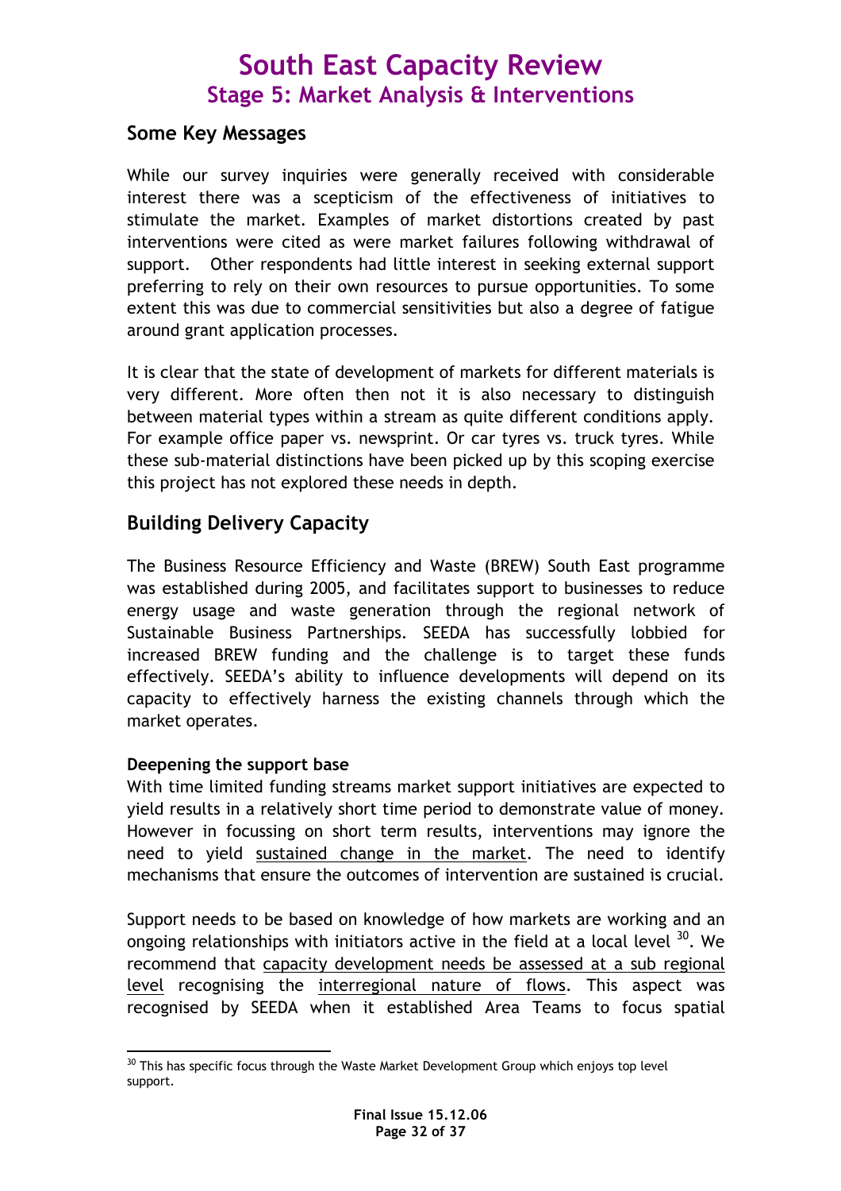## Some Key Messages

While our survey inquiries were generally received with considerable interest there was a scepticism of the effectiveness of initiatives to stimulate the market. Examples of market distortions created by past interventions were cited as were market failures following withdrawal of support. Other respondents had little interest in seeking external support preferring to rely on their own resources to pursue opportunities. To some extent this was due to commercial sensitivities but also a degree of fatigue around grant application processes.

It is clear that the state of development of markets for different materials is very different. More often then not it is also necessary to distinguish between material types within a stream as quite different conditions apply. For example office paper vs. newsprint. Or car tyres vs. truck tyres. While these sub-material distinctions have been picked up by this scoping exercise this project has not explored these needs in depth.

## Building Delivery Capacity

The Business Resource Efficiency and Waste (BREW) South East programme was established during 2005, and facilitates support to businesses to reduce energy usage and waste generation through the regional network of Sustainable Business Partnerships. SEEDA has successfully lobbied for increased BREW funding and the challenge is to target these funds effectively. SEEDA's ability to influence developments will depend on its capacity to effectively harness the existing channels through which the market operates.

**Deepening the support base**

With time limited funding streams market support initiatives are expected to yield results in a relatively short time period to demonstrate value of money. However in focussing on short term results, interventions may ignore the need to yield sustained change in the market. The need to identify mechanisms that ensure the outcomes of intervention are sustained is crucial.

Support needs to be based on knowledge of how markets are working and an ongoing relationships with initiators active in the field at a local level [30]. We recommend that capacity development needs be assessed at a sub regional level recognising the interregional nature of flows. This aspect was recognised by SEEDA when it established Area Teams to focus spatial

[30] This has specific focus through the Waste Market Development Group which enjoys top level support.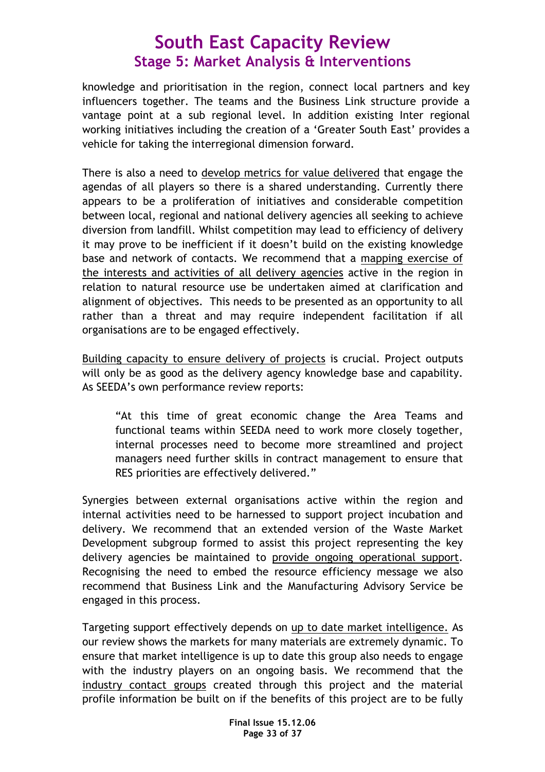knowledge and prioritisation in the region, connect local partners and key influencers together. The teams and the Business Link structure provide a vantage point at a sub regional level. In addition existing Inter regional working initiatives including the creation of a 'Greater South East' provides a vehicle for taking the interregional dimension forward.

There is also a need to <u>develop metrics for value delivered</u> that engage the agendas of all players so there is a shared understanding. Currently there appears to be a proliferation of initiatives and considerable competition between local, regional and national delivery agencies all seeking to achieve diversion from landfill. Whilst competition may lead to efficiency of delivery it may prove to be inefficient if it doesn't build on the existing knowledge base and network of contacts. We recommend that a <u>mapping exercise of the interests and activities of all delivery agencies</u> active in the region in relation to natural resource use be undertaken aimed at clarification and alignment of objectives. This needs to be presented as an opportunity to all rather than a threat and may require independent facilitation if all organisations are to be engaged effectively.

<u>Building capacity to ensure delivery of projects</u> is crucial. Project outputs will only be as good as the delivery agency knowledge base and capability. As SEEDA's own performance review reports:

> "At this time of great economic change the Area Teams and functional teams within SEEDA need to work more closely together, internal processes need to become more streamlined and project managers need further skills in contract management to ensure that RES priorities are effectively delivered."

Synergies between external organisations active within the region and internal activities need to be harnessed to support project incubation and delivery. We recommend that an extended version of the Waste Market Development subgroup formed to assist this project representing the key delivery agencies be maintained to <u>provide ongoing operational support</u>. Recognising the need to embed the resource efficiency message we also recommend that Business Link and the Manufacturing Advisory Service be engaged in this process.

Targeting support effectively depends on <u>up to date market intelligence.</u> As our review shows the markets for many materials are extremely dynamic. To ensure that market intelligence is up to date this group also needs to engage with the industry players on an ongoing basis. We recommend that the <u>industry contact groups</u> created through this project and the material profile information be built on if the benefits of this project are to be fully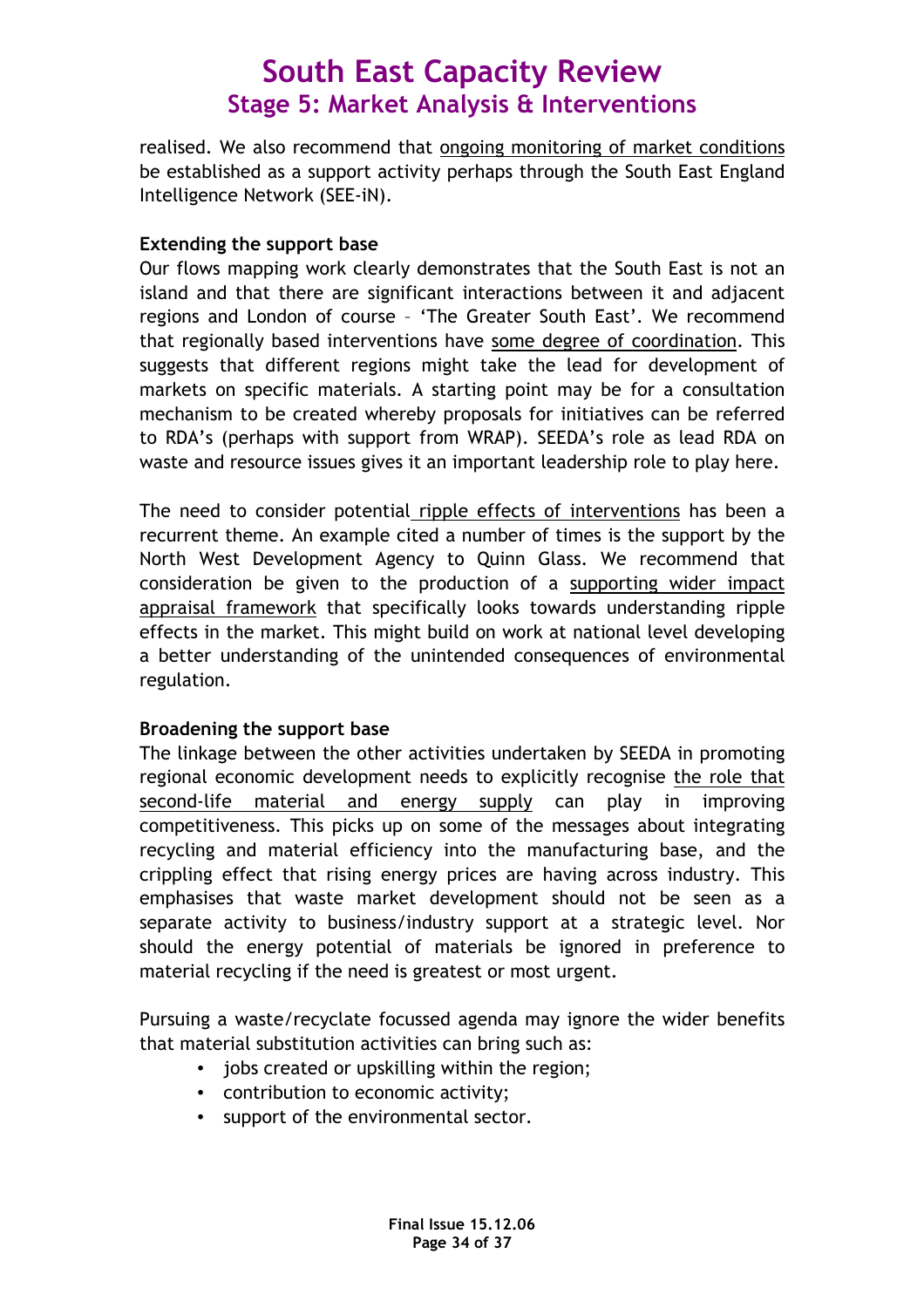realised. We also recommend that ongoing monitoring of market conditions be established as a support activity perhaps through the South East England Intelligence Network (SEE-iN).

**Extending the support base**

Our flows mapping work clearly demonstrates that the South East is not an island and that there are significant interactions between it and adjacent regions and London of course – 'The Greater South East'. We recommend that regionally based interventions have some degree of coordination. This suggests that different regions might take the lead for development of markets on specific materials. A starting point may be for a consultation mechanism to be created whereby proposals for initiatives can be referred to RDA's (perhaps with support from WRAP). SEEDA's role as lead RDA on waste and resource issues gives it an important leadership role to play here.

The need to consider potential ripple effects of interventions has been a recurrent theme. An example cited a number of times is the support by the North West Development Agency to Quinn Glass. We recommend that consideration be given to the production of a supporting wider impact appraisal framework that specifically looks towards understanding ripple effects in the market. This might build on work at national level developing a better understanding of the unintended consequences of environmental regulation.

**Broadening the support base**

The linkage between the other activities undertaken by SEEDA in promoting regional economic development needs to explicitly recognise the role that second-life material and energy supply can play in improving competitiveness. This picks up on some of the messages about integrating recycling and material efficiency into the manufacturing base, and the crippling effect that rising energy prices are having across industry. This emphasises that waste market development should not be seen as a separate activity to business/industry support at a strategic level. Nor should the energy potential of materials be ignored in preference to material recycling if the need is greatest or most urgent.

Pursuing a waste/recyclate focussed agenda may ignore the wider benefits that material substitution activities can bring such as:

- jobs created or upskilling within the region;
- contribution to economic activity;
- support of the environmental sector.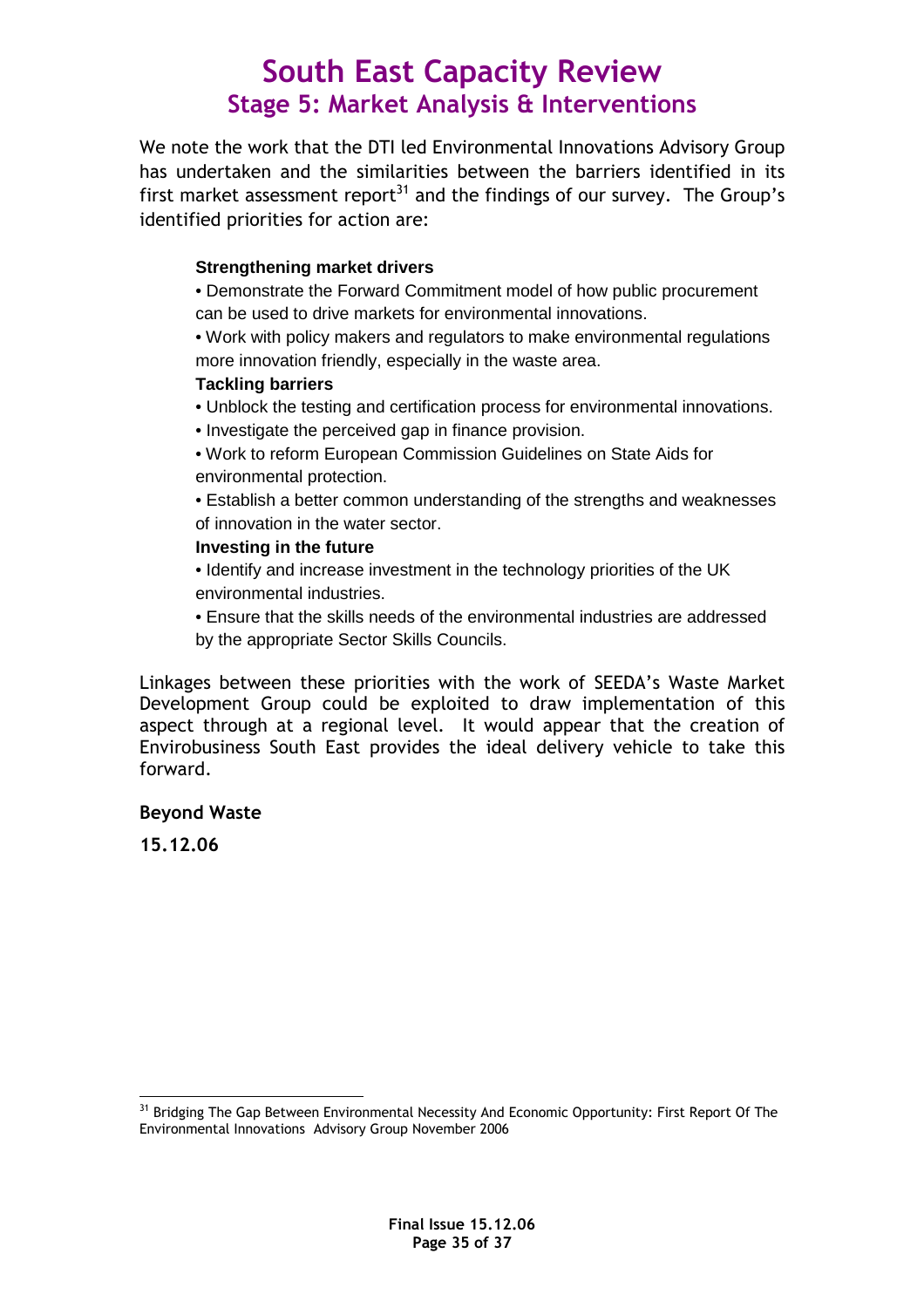We note the work that the DTI led Environmental Innovations Advisory Group has undertaken and the similarities between the barriers identified in its first market assessment report[31] and the findings of our survey. The Group's identified priorities for action are:

**Strengthening market drivers**

- Demonstrate the Forward Commitment model of how public procurement can be used to drive markets for environmental innovations.
- Work with policy makers and regulators to make environmental regulations more innovation friendly, especially in the waste area.

**Tackling barriers**

- Unblock the testing and certification process for environmental innovations.
- Investigate the perceived gap in finance provision.
- Work to reform European Commission Guidelines on State Aids for environmental protection.
- Establish a better common understanding of the strengths and weaknesses of innovation in the water sector.

**Investing in the future**

- Identify and increase investment in the technology priorities of the UK environmental industries.
- Ensure that the skills needs of the environmental industries are addressed by the appropriate Sector Skills Councils.

Linkages between these priorities with the work of SEEDA's Waste Market Development Group could be exploited to draw implementation of this aspect through at a regional level. It would appear that the creation of Envirobusiness South East provides the ideal delivery vehicle to take this forward.

**Beyond Waste**

**15.12.06**

[31] Bridging The Gap Between Environmental Necessity And Economic Opportunity: First Report Of The Environmental Innovations Advisory Group November 2006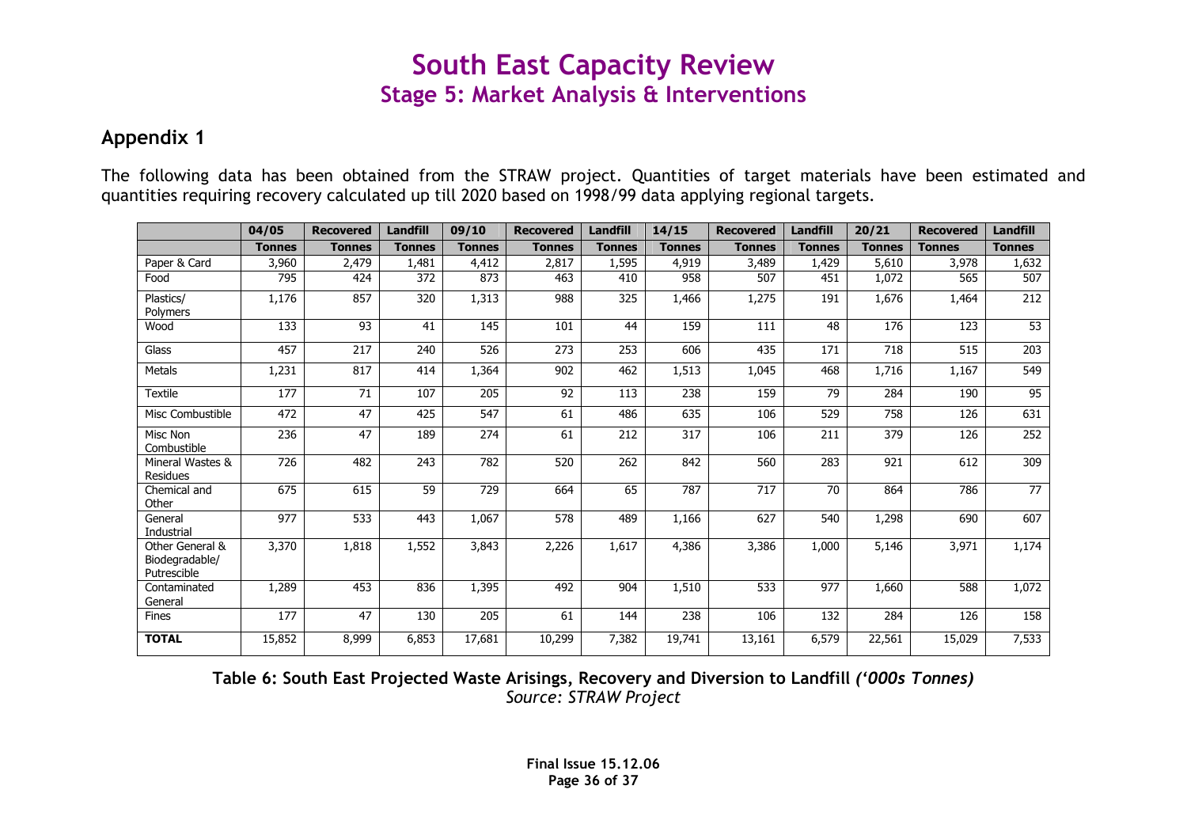# South East Capacity Review
## Stage 5: Market Analysis & Interventions

## Appendix 1

The following data has been obtained from the STRAW project. Quantities of target materials have been estimated and quantities requiring recovery calculated up till 2020 based on 1998/99 data applying regional targets.

| | 04/05 | Recovered | Landfill | 09/10 | Recovered | Landfill | 14/15 | Recovered | Landfill | 20/21 | Recovered | Landfill |
|---|---|---|---|---|---|---|---|---|---|---|---|---|
| | **Tonnes** | **Tonnes** | **Tonnes** | **Tonnes** | **Tonnes** | **Tonnes** | **Tonnes** | **Tonnes** | **Tonnes** | **Tonnes** | **Tonnes** | **Tonnes** |
| Paper & Card | 3,960 | 2,479 | 1,481 | 4,412 | 2,817 | 1,595 | 4,919 | 3,489 | 1,429 | 5,610 | 3,978 | 1,632 |
| Food | 795 | 424 | 372 | 873 | 463 | 410 | 958 | 507 | 451 | 1,072 | 565 | 507 |
| Plastics/ Polymers | 1,176 | 857 | 320 | 1,313 | 988 | 325 | 1,466 | 1,275 | 191 | 1,676 | 1,464 | 212 |
| Wood | 133 | 93 | 41 | 145 | 101 | 44 | 159 | 111 | 48 | 176 | 123 | 53 |
| Glass | 457 | 217 | 240 | 526 | 273 | 253 | 606 | 435 | 171 | 718 | 515 | 203 |
| Metals | 1,231 | 817 | 414 | 1,364 | 902 | 462 | 1,513 | 1,045 | 468 | 1,716 | 1,167 | 549 |
| Textile | 177 | 71 | 107 | 205 | 92 | 113 | 238 | 159 | 79 | 284 | 190 | 95 |
| Misc Combustible | 472 | 47 | 425 | 547 | 61 | 486 | 635 | 106 | 529 | 758 | 126 | 631 |
| Misc Non Combustible | 236 | 47 | 189 | 274 | 61 | 212 | 317 | 106 | 211 | 379 | 126 | 252 |
| Mineral Wastes & Residues | 726 | 482 | 243 | 782 | 520 | 262 | 842 | 560 | 283 | 921 | 612 | 309 |
| Chemical and Other | 675 | 615 | 59 | 729 | 664 | 65 | 787 | 717 | 70 | 864 | 786 | 77 |
| General Industrial | 977 | 533 | 443 | 1,067 | 578 | 489 | 1,166 | 627 | 540 | 1,298 | 690 | 607 |
| Other General & Biodegradable/ Putrescible | 3,370 | 1,818 | 1,552 | 3,843 | 2,226 | 1,617 | 4,386 | 3,386 | 1,000 | 5,146 | 3,971 | 1,174 |
| Contaminated General | 1,289 | 453 | 836 | 1,395 | 492 | 904 | 1,510 | 533 | 977 | 1,660 | 588 | 1,072 |
| Fines | 177 | 47 | 130 | 205 | 61 | 144 | 238 | 106 | 132 | 284 | 126 | 158 |
| **TOTAL** | 15,852 | 8,999 | 6,853 | 17,681 | 10,299 | 7,382 | 19,741 | 13,161 | 6,579 | 22,561 | 15,029 | 7,533 |

**Table 6: South East Projected Waste Arisings, Recovery and Diversion to Landfill *('000s Tonnes)***
*Source: STRAW Project*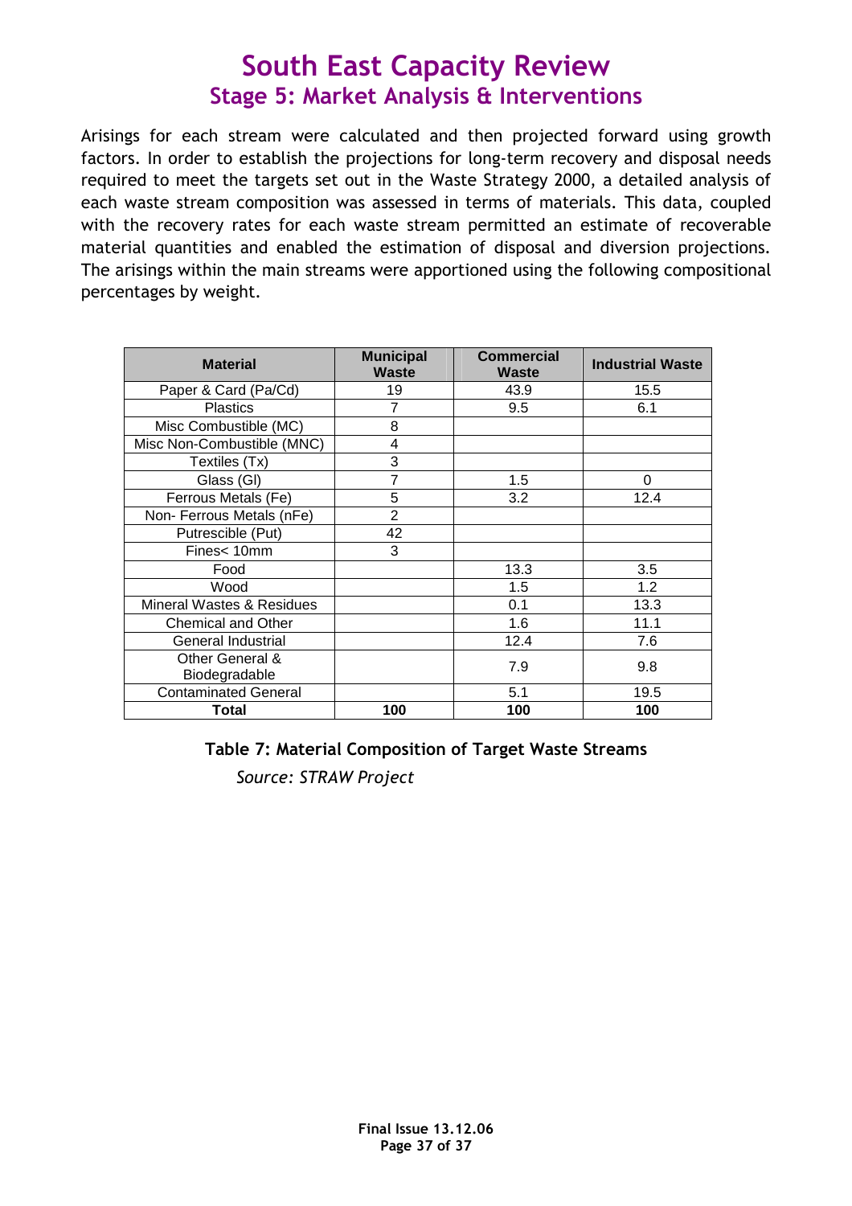Arisings for each stream were calculated and then projected forward using growth factors. In order to establish the projections for long-term recovery and disposal needs required to meet the targets set out in the Waste Strategy 2000, a detailed analysis of each waste stream composition was assessed in terms of materials. This data, coupled with the recovery rates for each waste stream permitted an estimate of recoverable material quantities and enabled the estimation of disposal and diversion projections. The arisings within the main streams were apportioned using the following compositional percentages by weight.

| Material | Municipal Waste | Commercial Waste | Industrial Waste |
|---|---|---|---|
| Paper & Card (Pa/Cd) | 19 | 43.9 | 15.5 |
| Plastics | 7 | 9.5 | 6.1 |
| Misc Combustible (MC) | 8 | | |
| Misc Non-Combustible (MNC) | 4 | | |
| Textiles (Tx) | 3 | | |
| Glass (Gl) | 7 | 1.5 | 0 |
| Ferrous Metals (Fe) | 5 | 3.2 | 12.4 |
| Non- Ferrous Metals (nFe) | 2 | | |
| Putrescible (Put) | 42 | | |
| Fines< 10mm | 3 | | |
| Food | | 13.3 | 3.5 |
| Wood | | 1.5 | 1.2 |
| Mineral Wastes & Residues | | 0.1 | 13.3 |
| Chemical and Other | | 1.6 | 11.1 |
| General Industrial | | 12.4 | 7.6 |
| Other General & Biodegradable | | 7.9 | 9.8 |
| Contaminated General | | 5.1 | 19.5 |
| **Total** | **100** | **100** | **100** |

**Table 7: Material Composition of Target Waste Streams**

*Source: STRAW Project*